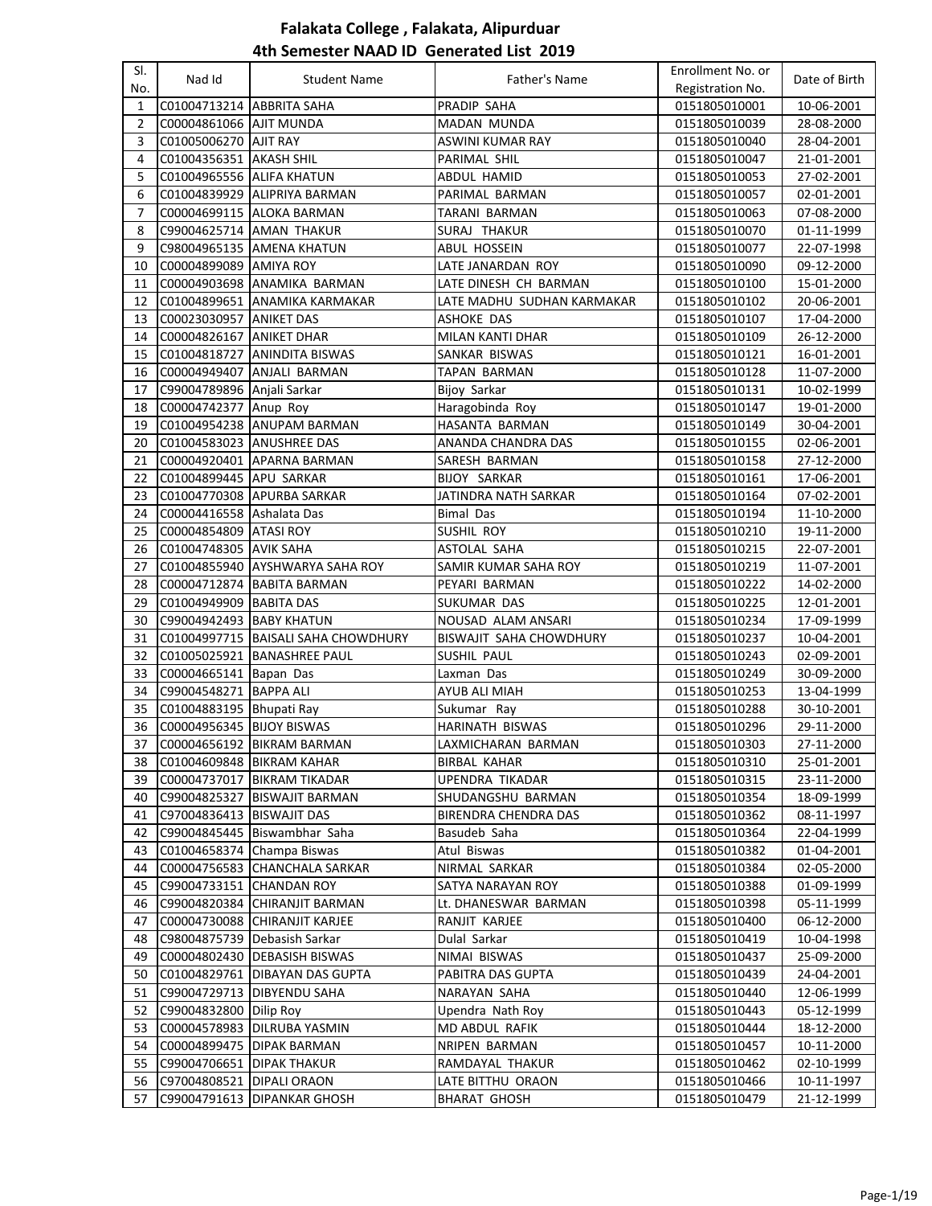# Falakata College , Falakata, Alipurduar

## 4th Semester NAAD ID Generated List 2019

| Sl. No. | Nad Id | Student Name | Father's Name | Enrollment No. or Registration No. | Date of Birth |
|---|---|---|---|---|---|
| 1 | C01004713214 | ABBRITA SAHA | PRADIP SAHA | 0151805010001 | 10-06-2001 |
| 2 | C00004861066 | AJIT MUNDA | MADAN MUNDA | 0151805010039 | 28-08-2000 |
| 3 | C01005006270 | AJIT RAY | ASWINI KUMAR RAY | 0151805010040 | 28-04-2001 |
| 4 | C01004356351 | AKASH SHIL | PARIMAL SHIL | 0151805010047 | 21-01-2001 |
| 5 | C01004965556 | ALIFA KHATUN | ABDUL HAMID | 0151805010053 | 27-02-2001 |
| 6 | C01004839929 | ALIPRIYA BARMAN | PARIMAL BARMAN | 0151805010057 | 02-01-2001 |
| 7 | C00004699115 | ALOKA BARMAN | TARANI BARMAN | 0151805010063 | 07-08-2000 |
| 8 | C99004625714 | AMAN THAKUR | SURAJ THAKUR | 0151805010070 | 01-11-1999 |
| 9 | C98004965135 | AMENA KHATUN | ABUL HOSSEIN | 0151805010077 | 22-07-1998 |
| 10 | C00004899089 | AMIYA ROY | LATE JANARDAN ROY | 0151805010090 | 09-12-2000 |
| 11 | C00004903698 | ANAMIKA BARMAN | LATE DINESH CH BARMAN | 0151805010100 | 15-01-2000 |
| 12 | C01004899651 | ANAMIKA KARMAKAR | LATE MADHU SUDHAN KARMAKAR | 0151805010102 | 20-06-2001 |
| 13 | C00023030957 | ANIKET DAS | ASHOKE DAS | 0151805010107 | 17-04-2000 |
| 14 | C00004826167 | ANIKET DHAR | MILAN KANTI DHAR | 0151805010109 | 26-12-2000 |
| 15 | C01004818727 | ANINDITA BISWAS | SANKAR BISWAS | 0151805010121 | 16-01-2001 |
| 16 | C00004949407 | ANJALI BARMAN | TAPAN BARMAN | 0151805010128 | 11-07-2000 |
| 17 | C99004789896 | Anjali Sarkar | Bijoy Sarkar | 0151805010131 | 10-02-1999 |
| 18 | C00004742377 | Anup Roy | Haragobinda Roy | 0151805010147 | 19-01-2000 |
| 19 | C01004954238 | ANUPAM BARMAN | HASANTA BARMAN | 0151805010149 | 30-04-2001 |
| 20 | C01004583023 | ANUSHREE DAS | ANANDA CHANDRA DAS | 0151805010155 | 02-06-2001 |
| 21 | C00004920401 | APARNA BARMAN | SARESH BARMAN | 0151805010158 | 27-12-2000 |
| 22 | C01004899445 | APU SARKAR | BIJOY SARKAR | 0151805010161 | 17-06-2001 |
| 23 | C01004770308 | APURBA SARKAR | JATINDRA NATH SARKAR | 0151805010164 | 07-02-2001 |
| 24 | C00004416558 | Ashalata Das | Bimal Das | 0151805010194 | 11-10-2000 |
| 25 | C00004854809 | ATASI ROY | SUSHIL ROY | 0151805010210 | 19-11-2000 |
| 26 | C01004748305 | AVIK SAHA | ASTOLAL SAHA | 0151805010215 | 22-07-2001 |
| 27 | C01004855940 | AYSHWARYA SAHA ROY | SAMIR KUMAR SAHA ROY | 0151805010219 | 11-07-2001 |
| 28 | C00004712874 | BABITA BARMAN | PEYARI BARMAN | 0151805010222 | 14-02-2000 |
| 29 | C01004949909 | BABITA DAS | SUKUMAR DAS | 0151805010225 | 12-01-2001 |
| 30 | C99004942493 | BABY KHATUN | NOUSAD ALAM ANSARI | 0151805010234 | 17-09-1999 |
| 31 | C01004997715 | BAISALI SAHA CHOWDHURY | BISWAJIT SAHA CHOWDHURY | 0151805010237 | 10-04-2001 |
| 32 | C01005025921 | BANASHREE PAUL | SUSHIL PAUL | 0151805010243 | 02-09-2001 |
| 33 | C00004665141 | Bapan Das | Laxman Das | 0151805010249 | 30-09-2000 |
| 34 | C99004548271 | BAPPA ALI | AYUB ALI MIAH | 0151805010253 | 13-04-1999 |
| 35 | C01004883195 | Bhupati Ray | Sukumar Ray | 0151805010288 | 30-10-2001 |
| 36 | C00004956345 | BIJOY BISWAS | HARINATH BISWAS | 0151805010296 | 29-11-2000 |
| 37 | C00004656192 | BIKRAM BARMAN | LAXMICHARAN BARMAN | 0151805010303 | 27-11-2000 |
| 38 | C01004609848 | BIKRAM KAHAR | BIRBAL KAHAR | 0151805010310 | 25-01-2001 |
| 39 | C00004737017 | BIKRAM TIKADAR | UPENDRA TIKADAR | 0151805010315 | 23-11-2000 |
| 40 | C99004825327 | BISWAJIT BARMAN | SHUDANGSHU BARMAN | 0151805010354 | 18-09-1999 |
| 41 | C97004836413 | BISWAJIT DAS | BIRENDRA CHENDRA DAS | 0151805010362 | 08-11-1997 |
| 42 | C99004845445 | Biswambhar Saha | Basudeb Saha | 0151805010364 | 22-04-1999 |
| 43 | C01004658374 | Champa Biswas | Atul Biswas | 0151805010382 | 01-04-2001 |
| 44 | C00004756583 | CHANCHALA SARKAR | NIRMAL SARKAR | 0151805010384 | 02-05-2000 |
| 45 | C99004733151 | CHANDAN ROY | SATYA NARAYAN ROY | 0151805010388 | 01-09-1999 |
| 46 | C99004820384 | CHIRANJIT BARMAN | Lt. DHANESWAR BARMAN | 0151805010398 | 05-11-1999 |
| 47 | C00004730088 | CHIRANJIT KARJEE | RANJIT KARJEE | 0151805010400 | 06-12-2000 |
| 48 | C98004875739 | Debasish Sarkar | Dulal Sarkar | 0151805010419 | 10-04-1998 |
| 49 | C00004802430 | DEBASISH BISWAS | NIMAI BISWAS | 0151805010437 | 25-09-2000 |
| 50 | C01004829761 | DIBAYAN DAS GUPTA | PABITRA DAS GUPTA | 0151805010439 | 24-04-2001 |
| 51 | C99004729713 | DIBYENDU SAHA | NARAYAN SAHA | 0151805010440 | 12-06-1999 |
| 52 | C99004832800 | Dilip Roy | Upendra Nath Roy | 0151805010443 | 05-12-1999 |
| 53 | C00004578983 | DILRUBA YASMIN | MD ABDUL RAFIK | 0151805010444 | 18-12-2000 |
| 54 | C00004899475 | DIPAK BARMAN | NRIPEN BARMAN | 0151805010457 | 10-11-2000 |
| 55 | C99004706651 | DIPAK THAKUR | RAMDAYAL THAKUR | 0151805010462 | 02-10-1999 |
| 56 | C97004808521 | DIPALI ORAON | LATE BITTHU ORAON | 0151805010466 | 10-11-1997 |
| 57 | C99004791613 | DIPANKAR GHOSH | BHARAT GHOSH | 0151805010479 | 21-12-1999 |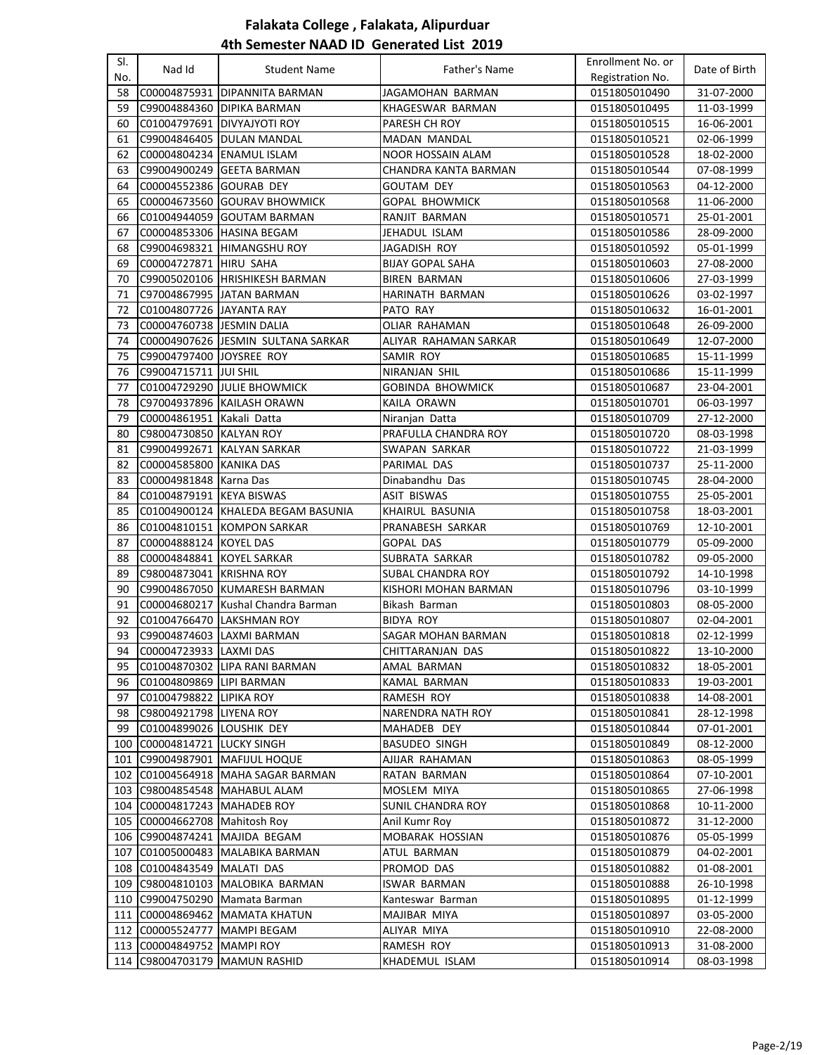# Falakata College , Falakata, Alipurduar

## 4th Semester NAAD ID Generated List 2019

| Sl. No. | Nad Id | Student Name | Father's Name | Enrollment No. or Registration No. | Date of Birth |
|---|---|---|---|---|---|
| 58 | C00004875931 | DIPANNITA BARMAN | JAGAMOHAN BARMAN | 0151805010490 | 31-07-2000 |
| 59 | C99004884360 | DIPIKA BARMAN | KHAGESWAR BARMAN | 0151805010495 | 11-03-1999 |
| 60 | C01004797691 | DIVYAJYOTI ROY | PARESH CH ROY | 0151805010515 | 16-06-2001 |
| 61 | C99004846405 | DULAN MANDAL | MADAN MANDAL | 0151805010521 | 02-06-1999 |
| 62 | C00004804234 | ENAMUL ISLAM | NOOR HOSSAIN ALAM | 0151805010528 | 18-02-2000 |
| 63 | C99004900249 | GEETA BARMAN | CHANDRA KANTA BARMAN | 0151805010544 | 07-08-1999 |
| 64 | C00004552386 | GOURAB DEY | GOUTAM DEY | 0151805010563 | 04-12-2000 |
| 65 | C00004673560 | GOURAV BHOWMICK | GOPAL BHOWMICK | 0151805010568 | 11-06-2000 |
| 66 | C01004944059 | GOUTAM BARMAN | RANJIT BARMAN | 0151805010571 | 25-01-2001 |
| 67 | C00004853306 | HASINA BEGAM | JEHADUL ISLAM | 0151805010586 | 28-09-2000 |
| 68 | C99004698321 | HIMANGSHU ROY | JAGADISH ROY | 0151805010592 | 05-01-1999 |
| 69 | C00004727871 | HIRU SAHA | BIJAY GOPAL SAHA | 0151805010603 | 27-08-2000 |
| 70 | C99005020106 | HRISHIKESH BARMAN | BIREN BARMAN | 0151805010606 | 27-03-1999 |
| 71 | C97004867995 | JATAN BARMAN | HARINATH BARMAN | 0151805010626 | 03-02-1997 |
| 72 | C01004807726 | JAYANTA RAY | PATO RAY | 0151805010632 | 16-01-2001 |
| 73 | C00004760738 | JESMIN DALIA | OLIAR RAHAMAN | 0151805010648 | 26-09-2000 |
| 74 | C00004907626 | JESMIN SULTANA SARKAR | ALIYAR RAHAMAN SARKAR | 0151805010649 | 12-07-2000 |
| 75 | C99004797400 | JOYSREE ROY | SAMIR ROY | 0151805010685 | 15-11-1999 |
| 76 | C99004715711 | JUI SHIL | NIRANJAN SHIL | 0151805010686 | 15-11-1999 |
| 77 | C01004729290 | JULIE BHOWMICK | GOBINDA BHOWMICK | 0151805010687 | 23-04-2001 |
| 78 | C97004937896 | KAILASH ORAWN | KAILA ORAWN | 0151805010701 | 06-03-1997 |
| 79 | C00004861951 | Kakali Datta | Niranjan Datta | 0151805010709 | 27-12-2000 |
| 80 | C98004730850 | KALYAN ROY | PRAFULLA CHANDRA ROY | 0151805010720 | 08-03-1998 |
| 81 | C99004992671 | KALYAN SARKAR | SWAPAN SARKAR | 0151805010722 | 21-03-1999 |
| 82 | C00004585800 | KANIKA DAS | PARIMAL DAS | 0151805010737 | 25-11-2000 |
| 83 | C00004981848 | Karna Das | Dinabandhu Das | 0151805010745 | 28-04-2000 |
| 84 | C01004879191 | KEYA BISWAS | ASIT BISWAS | 0151805010755 | 25-05-2001 |
| 85 | C01004900124 | KHALEDA BEGAM BASUNIA | KHAIRUL BASUNIA | 0151805010758 | 18-03-2001 |
| 86 | C01004810151 | KOMPON SARKAR | PRANABESH SARKAR | 0151805010769 | 12-10-2001 |
| 87 | C00004888124 | KOYEL DAS | GOPAL DAS | 0151805010779 | 05-09-2000 |
| 88 | C00004848841 | KOYEL SARKAR | SUBRATA SARKAR | 0151805010782 | 09-05-2000 |
| 89 | C98004873041 | KRISHNA ROY | SUBAL CHANDRA ROY | 0151805010792 | 14-10-1998 |
| 90 | C99004867050 | KUMARESH BARMAN | KISHORI MOHAN BARMAN | 0151805010796 | 03-10-1999 |
| 91 | C00004680217 | Kushal Chandra Barman | Bikash Barman | 0151805010803 | 08-05-2000 |
| 92 | C01004766470 | LAKSHMAN ROY | BIDYA ROY | 0151805010807 | 02-04-2001 |
| 93 | C99004874603 | LAXMI BARMAN | SAGAR MOHAN BARMAN | 0151805010818 | 02-12-1999 |
| 94 | C00004723933 | LAXMI DAS | CHITTARANJAN DAS | 0151805010822 | 13-10-2000 |
| 95 | C01004870302 | LIPA RANI BARMAN | AMAL BARMAN | 0151805010832 | 18-05-2001 |
| 96 | C01004809869 | LIPI BARMAN | KAMAL BARMAN | 0151805010833 | 19-03-2001 |
| 97 | C01004798822 | LIPIKA ROY | RAMESH ROY | 0151805010838 | 14-08-2001 |
| 98 | C98004921798 | LIYENA ROY | NARENDRA NATH ROY | 0151805010841 | 28-12-1998 |
| 99 | C01004899026 | LOUSHIK DEY | MAHADEB DEY | 0151805010844 | 07-01-2001 |
| 100 | C00004814721 | LUCKY SINGH | BASUDEO SINGH | 0151805010849 | 08-12-2000 |
| 101 | C99004987901 | MAFIJUL HOQUE | AJIJAR RAHAMAN | 0151805010863 | 08-05-1999 |
| 102 | C01004564918 | MAHA SAGAR BARMAN | RATAN BARMAN | 0151805010864 | 07-10-2001 |
| 103 | C98004854548 | MAHABUL ALAM | MOSLEM MIYA | 0151805010865 | 27-06-1998 |
| 104 | C00004817243 | MAHADEB ROY | SUNIL CHANDRA ROY | 0151805010868 | 10-11-2000 |
| 105 | C00004662708 | Mahitosh Roy | Anil Kumr Roy | 0151805010872 | 31-12-2000 |
| 106 | C99004874241 | MAJIDA BEGAM | MOBARAK HOSSIAN | 0151805010876 | 05-05-1999 |
| 107 | C01005000483 | MALABIKA BARMAN | ATUL BARMAN | 0151805010879 | 04-02-2001 |
| 108 | C01004843549 | MALATI DAS | PROMOD DAS | 0151805010882 | 01-08-2001 |
| 109 | C98004810103 | MALOBIKA BARMAN | ISWAR BARMAN | 0151805010888 | 26-10-1998 |
| 110 | C99004750290 | Mamata Barman | Kanteswar Barman | 0151805010895 | 01-12-1999 |
| 111 | C00004869462 | MAMATA KHATUN | MAJIBAR MIYA | 0151805010897 | 03-05-2000 |
| 112 | C00005524777 | MAMPI BEGAM | ALIYAR MIYA | 0151805010910 | 22-08-2000 |
| 113 | C00004849752 | MAMPI ROY | RAMESH ROY | 0151805010913 | 31-08-2000 |
| 114 | C98004703179 | MAMUN RASHID | KHADEMUL ISLAM | 0151805010914 | 08-03-1998 |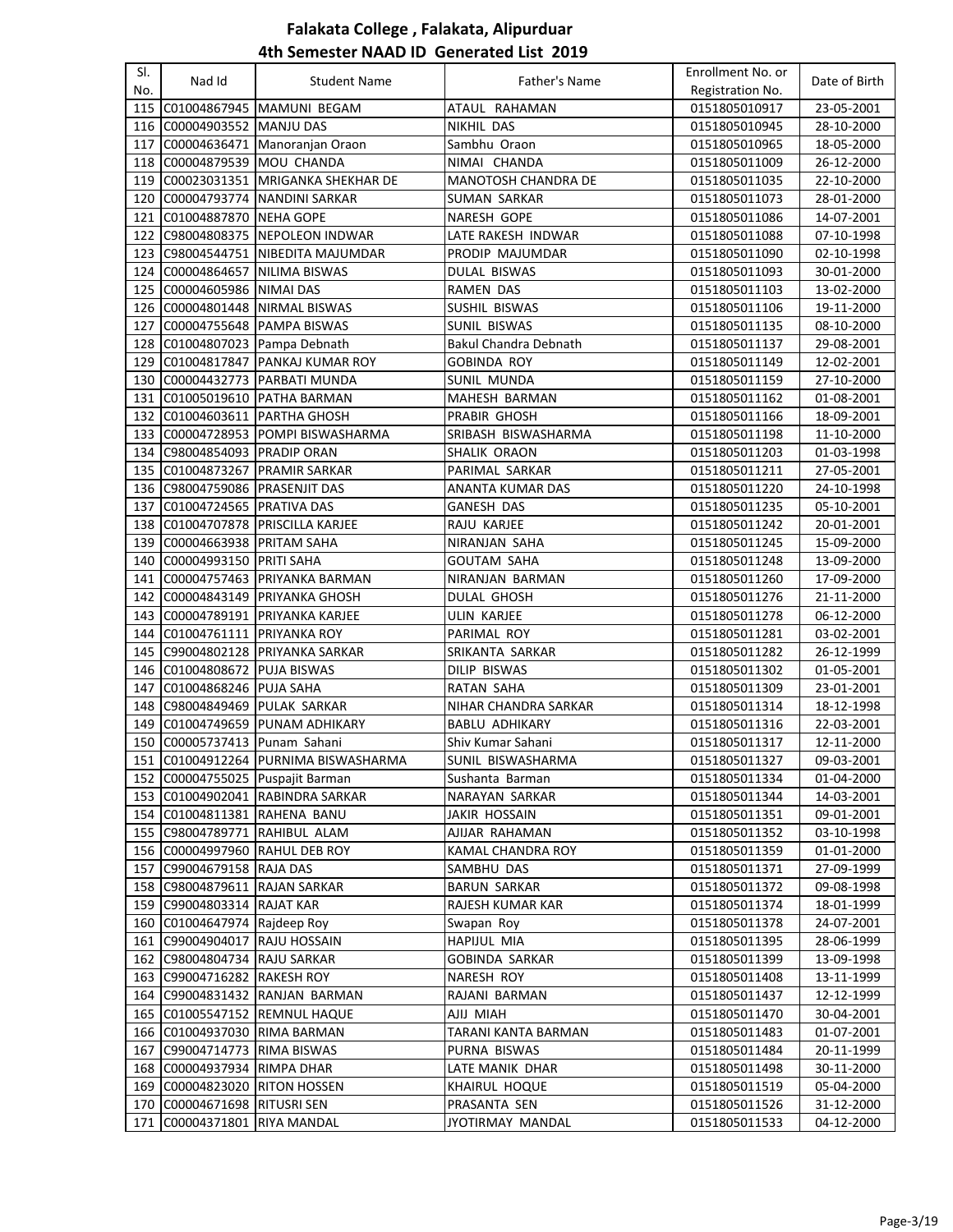# Falakata College , Falakata, Alipurduar

## 4th Semester NAAD ID Generated List 2019

| Sl. No. | Nad Id | Student Name | Father's Name | Enrollment No. or Registration No. | Date of Birth |
|---|---|---|---|---|---|
| 115 | C01004867945 | MAMUNI BEGAM | ATAUL RAHAMAN | 0151805010917 | 23-05-2001 |
| 116 | C00004903552 | MANJU DAS | NIKHIL DAS | 0151805010945 | 28-10-2000 |
| 117 | C00004636471 | Manoranjan Oraon | Sambhu Oraon | 0151805010965 | 18-05-2000 |
| 118 | C00004879539 | MOU CHANDA | NIMAI CHANDA | 0151805011009 | 26-12-2000 |
| 119 | C00023031351 | MRIGANKA SHEKHAR DE | MANOTOSH CHANDRA DE | 0151805011035 | 22-10-2000 |
| 120 | C00004793774 | NANDINI SARKAR | SUMAN SARKAR | 0151805011073 | 28-01-2000 |
| 121 | C01004887870 | NEHA GOPE | NARESH GOPE | 0151805011086 | 14-07-2001 |
| 122 | C98004808375 | NEPOLEON INDWAR | LATE RAKESH INDWAR | 0151805011088 | 07-10-1998 |
| 123 | C98004544751 | NIBEDITA MAJUMDAR | PRODIP MAJUMDAR | 0151805011090 | 02-10-1998 |
| 124 | C00004864657 | NILIMA BISWAS | DULAL BISWAS | 0151805011093 | 30-01-2000 |
| 125 | C00004605986 | NIMAI DAS | RAMEN DAS | 0151805011103 | 13-02-2000 |
| 126 | C00004801448 | NIRMAL BISWAS | SUSHIL BISWAS | 0151805011106 | 19-11-2000 |
| 127 | C00004755648 | PAMPA BISWAS | SUNIL BISWAS | 0151805011135 | 08-10-2000 |
| 128 | C01004807023 | Pampa Debnath | Bakul Chandra Debnath | 0151805011137 | 29-08-2001 |
| 129 | C01004817847 | PANKAJ KUMAR ROY | GOBINDA ROY | 0151805011149 | 12-02-2001 |
| 130 | C00004432773 | PARBATI MUNDA | SUNIL MUNDA | 0151805011159 | 27-10-2000 |
| 131 | C01005019610 | PATHA BARMAN | MAHESH BARMAN | 0151805011162 | 01-08-2001 |
| 132 | C01004603611 | PARTHA GHOSH | PRABIR GHOSH | 0151805011166 | 18-09-2001 |
| 133 | C00004728953 | POMPI BISWASHARMA | SRIBASH BISWASHARMA | 0151805011198 | 11-10-2000 |
| 134 | C98004854093 | PRADIP ORAN | SHALIK ORAON | 0151805011203 | 01-03-1998 |
| 135 | C01004873267 | PRAMIR SARKAR | PARIMAL SARKAR | 0151805011211 | 27-05-2001 |
| 136 | C98004759086 | PRASENJIT DAS | ANANTA KUMAR DAS | 0151805011220 | 24-10-1998 |
| 137 | C01004724565 | PRATIVA DAS | GANESH DAS | 0151805011235 | 05-10-2001 |
| 138 | C01004707878 | PRISCILLA KARJEE | RAJU KARJEE | 0151805011242 | 20-01-2001 |
| 139 | C00004663938 | PRITAM SAHA | NIRANJAN SAHA | 0151805011245 | 15-09-2000 |
| 140 | C00004993150 | PRITI SAHA | GOUTAM SAHA | 0151805011248 | 13-09-2000 |
| 141 | C00004757463 | PRIYANKA BARMAN | NIRANJAN BARMAN | 0151805011260 | 17-09-2000 |
| 142 | C00004843149 | PRIYANKA GHOSH | DULAL GHOSH | 0151805011276 | 21-11-2000 |
| 143 | C00004789191 | PRIYANKA KARJEE | ULIN KARJEE | 0151805011278 | 06-12-2000 |
| 144 | C01004761111 | PRIYANKA ROY | PARIMAL ROY | 0151805011281 | 03-02-2001 |
| 145 | C99004802128 | PRIYANKA SARKAR | SRIKANTA SARKAR | 0151805011282 | 26-12-1999 |
| 146 | C01004808672 | PUJA BISWAS | DILIP BISWAS | 0151805011302 | 01-05-2001 |
| 147 | C01004868246 | PUJA SAHA | RATAN SAHA | 0151805011309 | 23-01-2001 |
| 148 | C98004849469 | PULAK SARKAR | NIHAR CHANDRA SARKAR | 0151805011314 | 18-12-1998 |
| 149 | C01004749659 | PUNAM ADHIKARY | BABLU ADHIKARY | 0151805011316 | 22-03-2001 |
| 150 | C00005737413 | Punam Sahani | Shiv Kumar Sahani | 0151805011317 | 12-11-2000 |
| 151 | C01004912264 | PURNIMA BISWASHARMA | SUNIL BISWASHARMA | 0151805011327 | 09-03-2001 |
| 152 | C00004755025 | Puspajit Barman | Sushanta Barman | 0151805011334 | 01-04-2000 |
| 153 | C01004902041 | RABINDRA SARKAR | NARAYAN SARKAR | 0151805011344 | 14-03-2001 |
| 154 | C01004811381 | RAHENA BANU | JAKIR HOSSAIN | 0151805011351 | 09-01-2001 |
| 155 | C98004789771 | RAHIBUL ALAM | AJIJAR RAHAMAN | 0151805011352 | 03-10-1998 |
| 156 | C00004997960 | RAHUL DEB ROY | KAMAL CHANDRA ROY | 0151805011359 | 01-01-2000 |
| 157 | C99004679158 | RAJA DAS | SAMBHU DAS | 0151805011371 | 27-09-1999 |
| 158 | C98004879611 | RAJAN SARKAR | BARUN SARKAR | 0151805011372 | 09-08-1998 |
| 159 | C99004803314 | RAJAT KAR | RAJESH KUMAR KAR | 0151805011374 | 18-01-1999 |
| 160 | C01004647974 | Rajdeep Roy | Swapan Roy | 0151805011378 | 24-07-2001 |
| 161 | C99004904017 | RAJU HOSSAIN | HAPIJUL MIA | 0151805011395 | 28-06-1999 |
| 162 | C98004804734 | RAJU SARKAR | GOBINDA SARKAR | 0151805011399 | 13-09-1998 |
| 163 | C99004716282 | RAKESH ROY | NARESH ROY | 0151805011408 | 13-11-1999 |
| 164 | C99004831432 | RANJAN BARMAN | RAJANI BARMAN | 0151805011437 | 12-12-1999 |
| 165 | C01005547152 | REMNUL HAQUE | AJIJ MIAH | 0151805011470 | 30-04-2001 |
| 166 | C01004937030 | RIMA BARMAN | TARANI KANTA BARMAN | 0151805011483 | 01-07-2001 |
| 167 | C99004714773 | RIMA BISWAS | PURNA BISWAS | 0151805011484 | 20-11-1999 |
| 168 | C00004937934 | RIMPA DHAR | LATE MANIK DHAR | 0151805011498 | 30-11-2000 |
| 169 | C00004823020 | RITON HOSSEN | KHAIRUL HOQUE | 0151805011519 | 05-04-2000 |
| 170 | C00004671698 | RITUSRI SEN | PRASANTA SEN | 0151805011526 | 31-12-2000 |
| 171 | C00004371801 | RIYA MANDAL | JYOTIRMAY MANDAL | 0151805011533 | 04-12-2000 |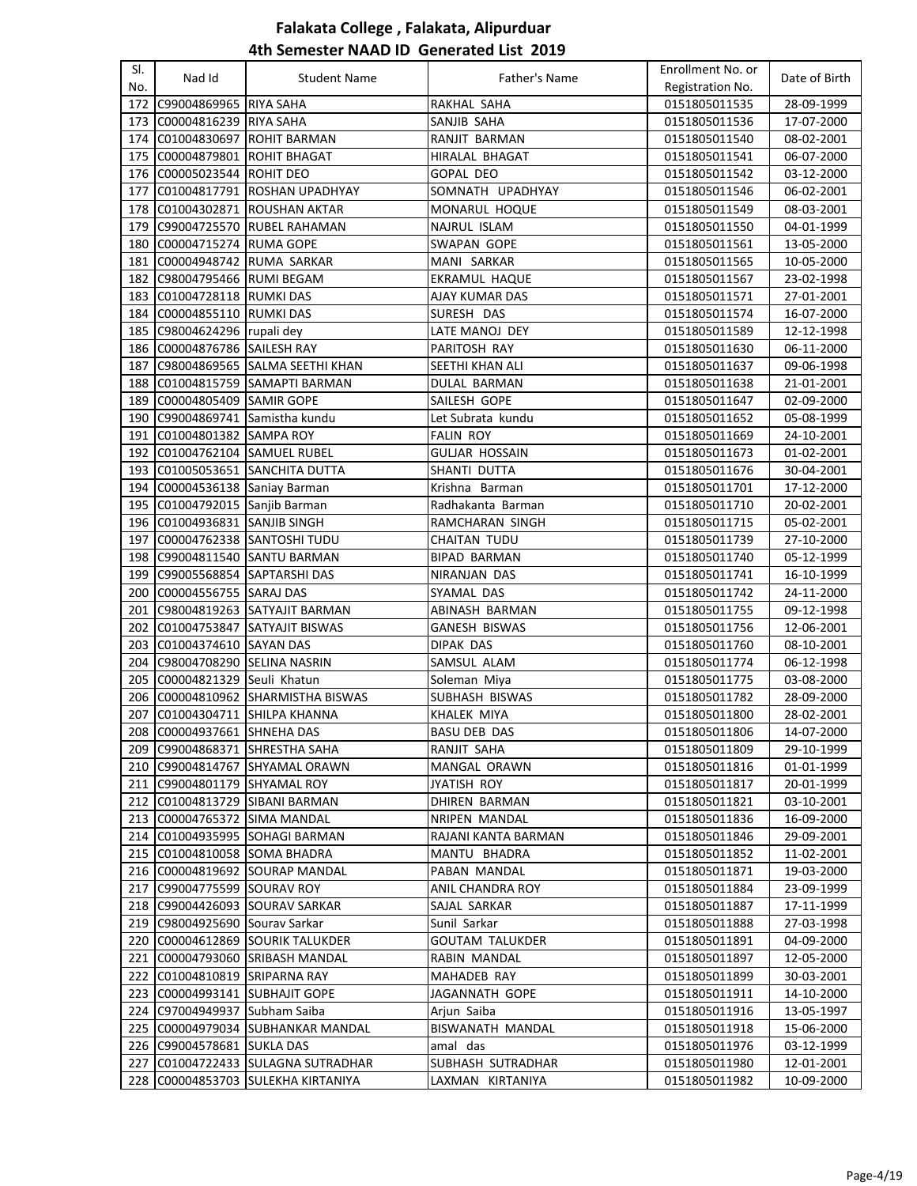# Falakata College , Falakata, Alipurduar
## 4th Semester NAAD ID Generated List 2019

| Sl. No. | Nad Id | Student Name | Father's Name | Enrollment No. or Registration No. | Date of Birth |
|---|---|---|---|---|---|
| 172 | C99004869965 | RIYA SAHA | RAKHAL SAHA | 0151805011535 | 28-09-1999 |
| 173 | C00004816239 | RIYA SAHA | SANJIB SAHA | 0151805011536 | 17-07-2000 |
| 174 | C01004830697 | ROHIT BARMAN | RANJIT BARMAN | 0151805011540 | 08-02-2001 |
| 175 | C00004879801 | ROHIT BHAGAT | HIRALAL BHAGAT | 0151805011541 | 06-07-2000 |
| 176 | C00005023544 | ROHIT DEO | GOPAL DEO | 0151805011542 | 03-12-2000 |
| 177 | C01004817791 | ROSHAN UPADHYAY | SOMNATH UPADHYAY | 0151805011546 | 06-02-2001 |
| 178 | C01004302871 | ROUSHAN AKTAR | MONARUL HOQUE | 0151805011549 | 08-03-2001 |
| 179 | C99004725570 | RUBEL RAHAMAN | NAJRUL ISLAM | 0151805011550 | 04-01-1999 |
| 180 | C00004715274 | RUMA GOPE | SWAPAN GOPE | 0151805011561 | 13-05-2000 |
| 181 | C00004948742 | RUMA SARKAR | MANI SARKAR | 0151805011565 | 10-05-2000 |
| 182 | C98004795466 | RUMI BEGAM | EKRAMUL HAQUE | 0151805011567 | 23-02-1998 |
| 183 | C01004728118 | RUMKI DAS | AJAY KUMAR DAS | 0151805011571 | 27-01-2001 |
| 184 | C00004855110 | RUMKI DAS | SURESH DAS | 0151805011574 | 16-07-2000 |
| 185 | C98004624296 | rupali dey | LATE MANOJ DEY | 0151805011589 | 12-12-1998 |
| 186 | C00004876786 | SAILESH RAY | PARITOSH RAY | 0151805011630 | 06-11-2000 |
| 187 | C98004869565 | SALMA SEETHI KHAN | SEETHI KHAN ALI | 0151805011637 | 09-06-1998 |
| 188 | C01004815759 | SAMAPTI BARMAN | DULAL BARMAN | 0151805011638 | 21-01-2001 |
| 189 | C00004805409 | SAMIR GOPE | SAILESH GOPE | 0151805011647 | 02-09-2000 |
| 190 | C99004869741 | Samistha kundu | Let Subrata kundu | 0151805011652 | 05-08-1999 |
| 191 | C01004801382 | SAMPA ROY | FALIN ROY | 0151805011669 | 24-10-2001 |
| 192 | C01004762104 | SAMUEL RUBEL | GULJAR HOSSAIN | 0151805011673 | 01-02-2001 |
| 193 | C01005053651 | SANCHITA DUTTA | SHANTI DUTTA | 0151805011676 | 30-04-2001 |
| 194 | C00004536138 | Saniay Barman | Krishna Barman | 0151805011701 | 17-12-2000 |
| 195 | C01004792015 | Sanjib Barman | Radhakanta Barman | 0151805011710 | 20-02-2001 |
| 196 | C01004936831 | SANJIB SINGH | RAMCHARAN SINGH | 0151805011715 | 05-02-2001 |
| 197 | C00004762338 | SANTOSHI TUDU | CHAITAN TUDU | 0151805011739 | 27-10-2000 |
| 198 | C99004811540 | SANTU BARMAN | BIPAD BARMAN | 0151805011740 | 05-12-1999 |
| 199 | C99005568854 | SAPTARSHI DAS | NIRANJAN DAS | 0151805011741 | 16-10-1999 |
| 200 | C00004556755 | SARAJ DAS | SYAMAL DAS | 0151805011742 | 24-11-2000 |
| 201 | C98004819263 | SATYAJIT BARMAN | ABINASH BARMAN | 0151805011755 | 09-12-1998 |
| 202 | C01004753847 | SATYAJIT BISWAS | GANESH BISWAS | 0151805011756 | 12-06-2001 |
| 203 | C01004374610 | SAYAN DAS | DIPAK DAS | 0151805011760 | 08-10-2001 |
| 204 | C98004708290 | SELINA NASRIN | SAMSUL ALAM | 0151805011774 | 06-12-1998 |
| 205 | C00004821329 | Seuli Khatun | Soleman Miya | 0151805011775 | 03-08-2000 |
| 206 | C00004810962 | SHARMISTHA BISWAS | SUBHASH BISWAS | 0151805011782 | 28-09-2000 |
| 207 | C01004304711 | SHILPA KHANNA | KHALEK MIYA | 0151805011800 | 28-02-2001 |
| 208 | C00004937661 | SHNEHA DAS | BASU DEB DAS | 0151805011806 | 14-07-2000 |
| 209 | C99004868371 | SHRESTHA SAHA | RANJIT SAHA | 0151805011809 | 29-10-1999 |
| 210 | C99004814767 | SHYAMAL ORAWN | MANGAL ORAWN | 0151805011816 | 01-01-1999 |
| 211 | C99004801179 | SHYAMAL ROY | JYATISH ROY | 0151805011817 | 20-01-1999 |
| 212 | C01004813729 | SIBANI BARMAN | DHIREN BARMAN | 0151805011821 | 03-10-2001 |
| 213 | C00004765372 | SIMA MANDAL | NRIPEN MANDAL | 0151805011836 | 16-09-2000 |
| 214 | C01004935995 | SOHAGI BARMAN | RAJANI KANTA BARMAN | 0151805011846 | 29-09-2001 |
| 215 | C01004810058 | SOMA BHADRA | MANTU BHADRA | 0151805011852 | 11-02-2001 |
| 216 | C00004819692 | SOURAP MANDAL | PABAN MANDAL | 0151805011871 | 19-03-2000 |
| 217 | C99004775599 | SOURAV ROY | ANIL CHANDRA ROY | 0151805011884 | 23-09-1999 |
| 218 | C99004426093 | SOURAV SARKAR | SAJAL SARKAR | 0151805011887 | 17-11-1999 |
| 219 | C98004925690 | Sourav Sarkar | Sunil Sarkar | 0151805011888 | 27-03-1998 |
| 220 | C00004612869 | SOURIK TALUKDER | GOUTAM TALUKDER | 0151805011891 | 04-09-2000 |
| 221 | C00004793060 | SRIBASH MANDAL | RABIN MANDAL | 0151805011897 | 12-05-2000 |
| 222 | C01004810819 | SRIPARNA RAY | MAHADEB RAY | 0151805011899 | 30-03-2001 |
| 223 | C00004993141 | SUBHAJIT GOPE | JAGANNATH GOPE | 0151805011911 | 14-10-2000 |
| 224 | C97004949937 | Subham Saiba | Arjun Saiba | 0151805011916 | 13-05-1997 |
| 225 | C00004979034 | SUBHANKAR MANDAL | BISWANATH MANDAL | 0151805011918 | 15-06-2000 |
| 226 | C99004578681 | SUKLA DAS | amal das | 0151805011976 | 03-12-1999 |
| 227 | C01004722433 | SULAGNA SUTRADHAR | SUBHASH SUTRADHAR | 0151805011980 | 12-01-2001 |
| 228 | C00004853703 | SULEKHA KIRTANIYA | LAXMAN KIRTANIYA | 0151805011982 | 10-09-2000 |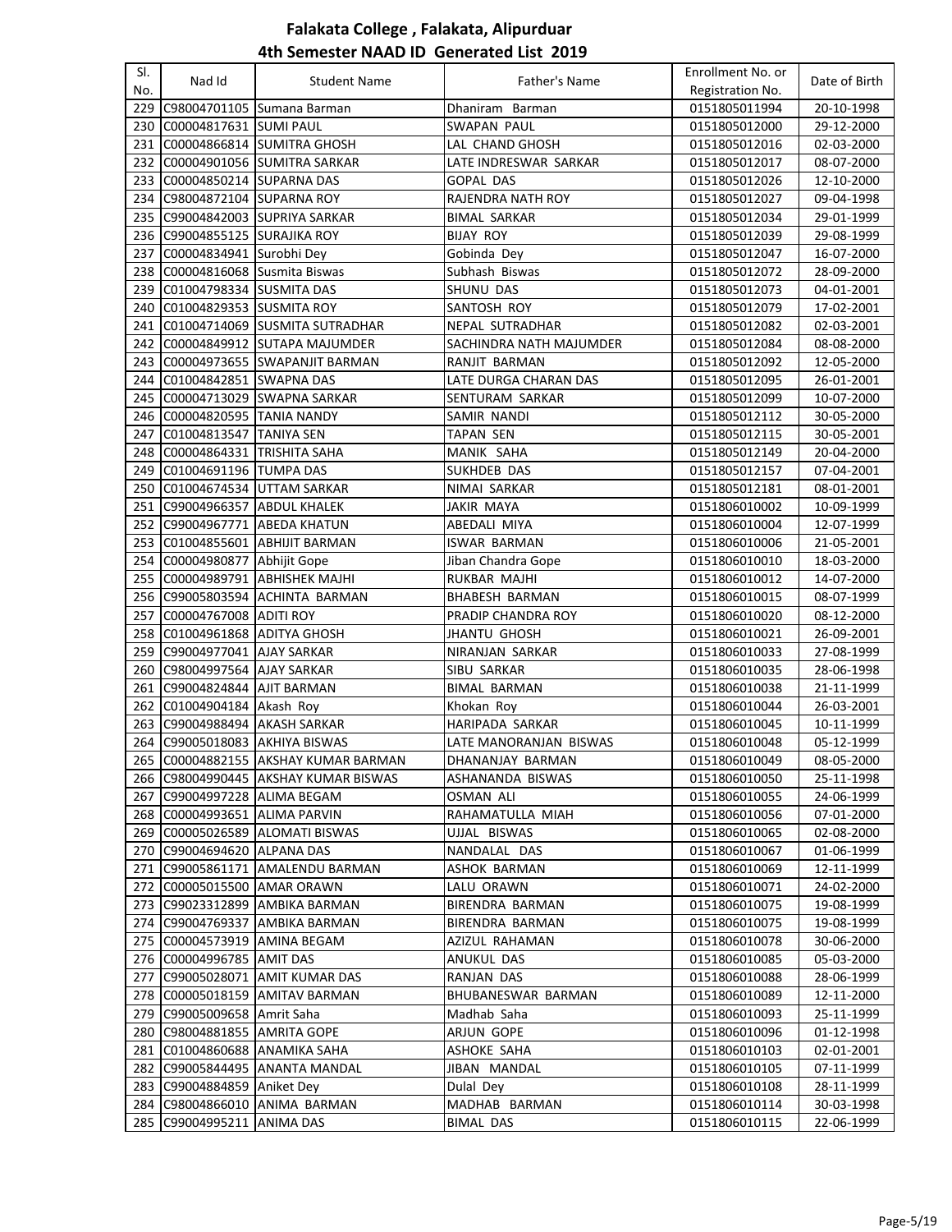# Falakata College , Falakata, Alipurduar

## 4th Semester NAAD ID Generated List 2019

| Sl. No. | Nad Id | Student Name | Father's Name | Enrollment No. or Registration No. | Date of Birth |
|---|---|---|---|---|---|
| 229 | C98004701105 | Sumana Barman | Dhaniram Barman | 0151805011994 | 20-10-1998 |
| 230 | C00004817631 | SUMI PAUL | SWAPAN PAUL | 0151805012000 | 29-12-2000 |
| 231 | C00004866814 | SUMITRA GHOSH | LAL CHAND GHOSH | 0151805012016 | 02-03-2000 |
| 232 | C00004901056 | SUMITRA SARKAR | LATE INDRESWAR SARKAR | 0151805012017 | 08-07-2000 |
| 233 | C00004850214 | SUPARNA DAS | GOPAL DAS | 0151805012026 | 12-10-2000 |
| 234 | C98004872104 | SUPARNA ROY | RAJENDRA NATH ROY | 0151805012027 | 09-04-1998 |
| 235 | C99004842003 | SUPRIYA SARKAR | BIMAL SARKAR | 0151805012034 | 29-01-1999 |
| 236 | C99004855125 | SURAJIKA ROY | BIJAY ROY | 0151805012039 | 29-08-1999 |
| 237 | C00004834941 | Surobhi Dey | Gobinda Dey | 0151805012047 | 16-07-2000 |
| 238 | C00004816068 | Susmita Biswas | Subhash Biswas | 0151805012072 | 28-09-2000 |
| 239 | C01004798334 | SUSMITA DAS | SHUNU DAS | 0151805012073 | 04-01-2001 |
| 240 | C01004829353 | SUSMITA ROY | SANTOSH ROY | 0151805012079 | 17-02-2001 |
| 241 | C01004714069 | SUSMITA SUTRADHAR | NEPAL SUTRADHAR | 0151805012082 | 02-03-2001 |
| 242 | C00004849912 | SUTAPA MAJUMDER | SACHINDRA NATH MAJUMDER | 0151805012084 | 08-08-2000 |
| 243 | C00004973655 | SWAPANJIT BARMAN | RANJIT BARMAN | 0151805012092 | 12-05-2000 |
| 244 | C01004842851 | SWAPNA DAS | LATE DURGA CHARAN DAS | 0151805012095 | 26-01-2001 |
| 245 | C00004713029 | SWAPNA SARKAR | SENTURAM SARKAR | 0151805012099 | 10-07-2000 |
| 246 | C00004820595 | TANIA NANDY | SAMIR NANDI | 0151805012112 | 30-05-2000 |
| 247 | C01004813547 | TANIYA SEN | TAPAN SEN | 0151805012115 | 30-05-2001 |
| 248 | C00004864331 | TRISHITA SAHA | MANIK SAHA | 0151805012149 | 20-04-2000 |
| 249 | C01004691196 | TUMPA DAS | SUKHDEB DAS | 0151805012157 | 07-04-2001 |
| 250 | C01004674534 | UTTAM SARKAR | NIMAI SARKAR | 0151805012181 | 08-01-2001 |
| 251 | C99004966357 | ABDUL KHALEK | JAKIR MAYA | 0151806010002 | 10-09-1999 |
| 252 | C99004967771 | ABEDA KHATUN | ABEDALI MIYA | 0151806010004 | 12-07-1999 |
| 253 | C01004855601 | ABHIJIT BARMAN | ISWAR BARMAN | 0151806010006 | 21-05-2001 |
| 254 | C00004980877 | Abhijit Gope | Jiban Chandra Gope | 0151806010010 | 18-03-2000 |
| 255 | C00004989791 | ABHISHEK MAJHI | RUKBAR MAJHI | 0151806010012 | 14-07-2000 |
| 256 | C99005803594 | ACHINTA BARMAN | BHABESH BARMAN | 0151806010015 | 08-07-1999 |
| 257 | C00004767008 | ADITI ROY | PRADIP CHANDRA ROY | 0151806010020 | 08-12-2000 |
| 258 | C01004961868 | ADITYA GHOSH | JHANTU GHOSH | 0151806010021 | 26-09-2001 |
| 259 | C99004977041 | AJAY SARKAR | NIRANJAN SARKAR | 0151806010033 | 27-08-1999 |
| 260 | C98004997564 | AJAY SARKAR | SIBU SARKAR | 0151806010035 | 28-06-1998 |
| 261 | C99004824844 | AJIT BARMAN | BIMAL BARMAN | 0151806010038 | 21-11-1999 |
| 262 | C01004904184 | Akash Roy | Khokan Roy | 0151806010044 | 26-03-2001 |
| 263 | C99004988494 | AKASH SARKAR | HARIPADA SARKAR | 0151806010045 | 10-11-1999 |
| 264 | C99005018083 | AKHIYA BISWAS | LATE MANORANJAN BISWAS | 0151806010048 | 05-12-1999 |
| 265 | C00004882155 | AKSHAY KUMAR BARMAN | DHANANJAY BARMAN | 0151806010049 | 08-05-2000 |
| 266 | C98004990445 | AKSHAY KUMAR BISWAS | ASHANANDA BISWAS | 0151806010050 | 25-11-1998 |
| 267 | C99004997228 | ALIMA BEGAM | OSMAN ALI | 0151806010055 | 24-06-1999 |
| 268 | C00004993651 | ALIMA PARVIN | RAHAMATULLA MIAH | 0151806010056 | 07-01-2000 |
| 269 | C00005026589 | ALOMATI BISWAS | UJJAL BISWAS | 0151806010065 | 02-08-2000 |
| 270 | C99004694620 | ALPANA DAS | NANDALAL DAS | 0151806010067 | 01-06-1999 |
| 271 | C99005861171 | AMALENDU BARMAN | ASHOK BARMAN | 0151806010069 | 12-11-1999 |
| 272 | C00005015500 | AMAR ORAWN | LALU ORAWN | 0151806010071 | 24-02-2000 |
| 273 | C99023312899 | AMBIKA BARMAN | BIRENDRA BARMAN | 0151806010075 | 19-08-1999 |
| 274 | C99004769337 | AMBIKA BARMAN | BIRENDRA BARMAN | 0151806010075 | 19-08-1999 |
| 275 | C00004573919 | AMINA BEGAM | AZIZUL RAHAMAN | 0151806010078 | 30-06-2000 |
| 276 | C00004996785 | AMIT DAS | ANUKUL DAS | 0151806010085 | 05-03-2000 |
| 277 | C99005028071 | AMIT KUMAR DAS | RANJAN DAS | 0151806010088 | 28-06-1999 |
| 278 | C00005018159 | AMITAV BARMAN | BHUBANESWAR BARMAN | 0151806010089 | 12-11-2000 |
| 279 | C99005009658 | Amrit Saha | Madhab Saha | 0151806010093 | 25-11-1999 |
| 280 | C98004881855 | AMRITA GOPE | ARJUN GOPE | 0151806010096 | 01-12-1998 |
| 281 | C01004860688 | ANAMIKA SAHA | ASHOKE SAHA | 0151806010103 | 02-01-2001 |
| 282 | C99005844495 | ANANTA MANDAL | JIBAN MANDAL | 0151806010105 | 07-11-1999 |
| 283 | C99004884859 | Aniket Dey | Dulal Dey | 0151806010108 | 28-11-1999 |
| 284 | C98004866010 | ANIMA BARMAN | MADHAB BARMAN | 0151806010114 | 30-03-1998 |
| 285 | C99004995211 | ANIMA DAS | BIMAL DAS | 0151806010115 | 22-06-1999 |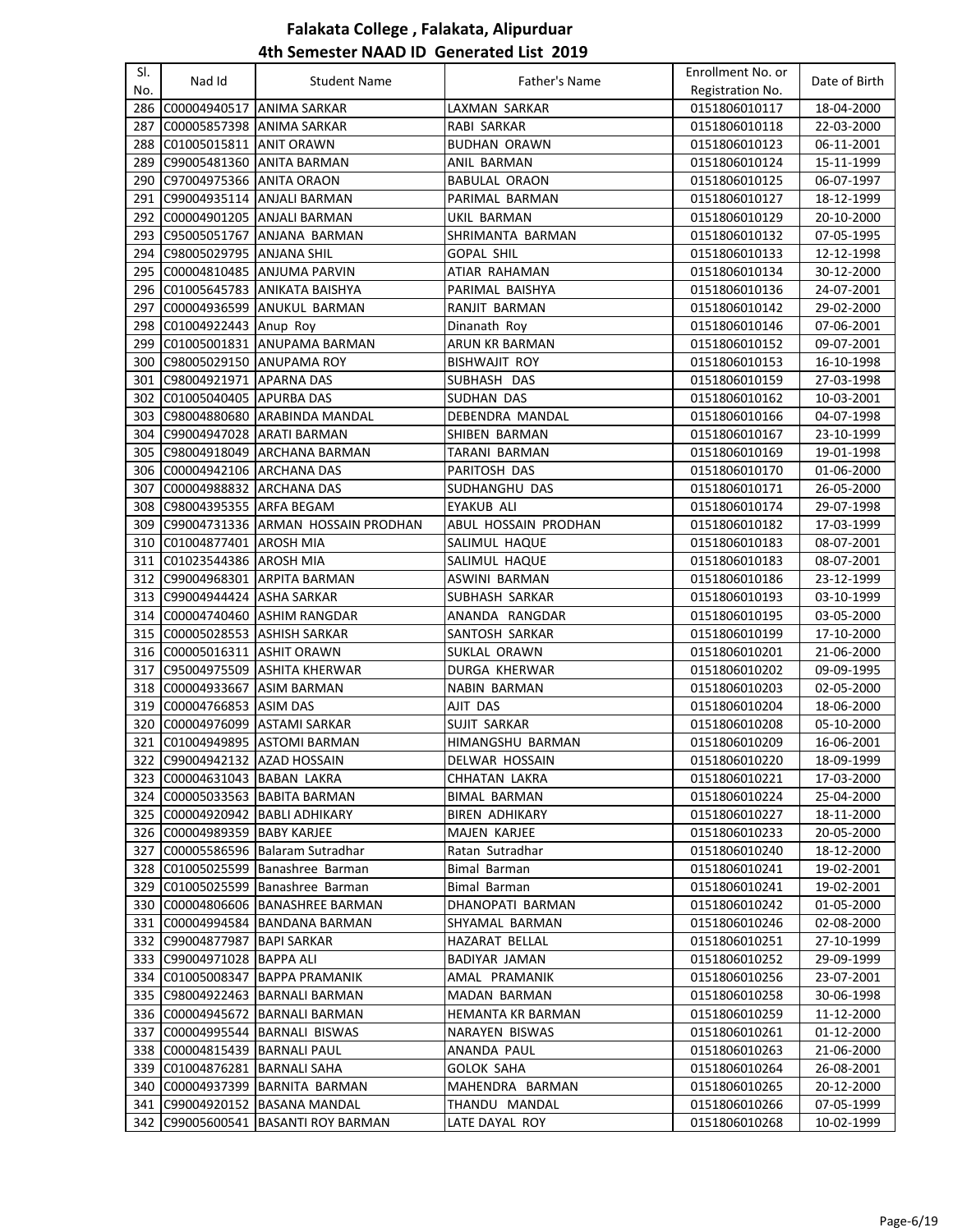# Falakata College , Falakata, Alipurduar

## 4th Semester NAAD ID Generated List 2019

| Sl. No. | Nad Id | Student Name | Father's Name | Enrollment No. or Registration No. | Date of Birth |
|---|---|---|---|---|---|
| 286 | C00004940517 | ANIMA SARKAR | LAXMAN SARKAR | 0151806010117 | 18-04-2000 |
| 287 | C00005857398 | ANIMA SARKAR | RABI SARKAR | 0151806010118 | 22-03-2000 |
| 288 | C01005015811 | ANIT ORAWN | BUDHAN ORAWN | 0151806010123 | 06-11-2001 |
| 289 | C99005481360 | ANITA BARMAN | ANIL BARMAN | 0151806010124 | 15-11-1999 |
| 290 | C97004975366 | ANITA ORAON | BABULAL ORAON | 0151806010125 | 06-07-1997 |
| 291 | C99004935114 | ANJALI BARMAN | PARIMAL BARMAN | 0151806010127 | 18-12-1999 |
| 292 | C00004901205 | ANJALI BARMAN | UKIL BARMAN | 0151806010129 | 20-10-2000 |
| 293 | C95005051767 | ANJANA BARMAN | SHRIMANTA BARMAN | 0151806010132 | 07-05-1995 |
| 294 | C98005029795 | ANJANA SHIL | GOPAL SHIL | 0151806010133 | 12-12-1998 |
| 295 | C00004810485 | ANJUMA PARVIN | ATIAR RAHAMAN | 0151806010134 | 30-12-2000 |
| 296 | C01005645783 | ANIKATA BAISHYA | PARIMAL BAISHYA | 0151806010136 | 24-07-2001 |
| 297 | C00004936599 | ANUKUL BARMAN | RANJIT BARMAN | 0151806010142 | 29-02-2000 |
| 298 | C01004922443 | Anup Roy | Dinanath Roy | 0151806010146 | 07-06-2001 |
| 299 | C01005001831 | ANUPAMA BARMAN | ARUN KR BARMAN | 0151806010152 | 09-07-2001 |
| 300 | C98005029150 | ANUPAMA ROY | BISHWAJIT ROY | 0151806010153 | 16-10-1998 |
| 301 | C98004921971 | APARNA DAS | SUBHASH DAS | 0151806010159 | 27-03-1998 |
| 302 | C01005040405 | APURBA DAS | SUDHAN DAS | 0151806010162 | 10-03-2001 |
| 303 | C98004880680 | ARABINDA MANDAL | DEBENDRA MANDAL | 0151806010166 | 04-07-1998 |
| 304 | C99004947028 | ARATI BARMAN | SHIBEN BARMAN | 0151806010167 | 23-10-1999 |
| 305 | C98004918049 | ARCHANA BARMAN | TARANI BARMAN | 0151806010169 | 19-01-1998 |
| 306 | C00004942106 | ARCHANA DAS | PARITOSH DAS | 0151806010170 | 01-06-2000 |
| 307 | C00004988832 | ARCHANA DAS | SUDHANGHU DAS | 0151806010171 | 26-05-2000 |
| 308 | C98004395355 | ARFA BEGAM | EYAKUB ALI | 0151806010174 | 29-07-1998 |
| 309 | C99004731336 | ARMAN HOSSAIN PRODHAN | ABUL HOSSAIN PRODHAN | 0151806010182 | 17-03-1999 |
| 310 | C01004877401 | AROSH MIA | SALIMUL HAQUE | 0151806010183 | 08-07-2001 |
| 311 | C01023544386 | AROSH MIA | SALIMUL HAQUE | 0151806010183 | 08-07-2001 |
| 312 | C99004968301 | ARPITA BARMAN | ASWINI BARMAN | 0151806010186 | 23-12-1999 |
| 313 | C99004944424 | ASHA SARKAR | SUBHASH SARKAR | 0151806010193 | 03-10-1999 |
| 314 | C00004740460 | ASHIM RANGDAR | ANANDA RANGDAR | 0151806010195 | 03-05-2000 |
| 315 | C00005028553 | ASHISH SARKAR | SANTOSH SARKAR | 0151806010199 | 17-10-2000 |
| 316 | C00005016311 | ASHIT ORAWN | SUKLAL ORAWN | 0151806010201 | 21-06-2000 |
| 317 | C95004975509 | ASHITA KHERWAR | DURGA KHERWAR | 0151806010202 | 09-09-1995 |
| 318 | C00004933667 | ASIM BARMAN | NABIN BARMAN | 0151806010203 | 02-05-2000 |
| 319 | C00004766853 | ASIM DAS | AJIT DAS | 0151806010204 | 18-06-2000 |
| 320 | C00004976099 | ASTAMI SARKAR | SUJIT SARKAR | 0151806010208 | 05-10-2000 |
| 321 | C01004949895 | ASTOMI BARMAN | HIMANGSHU BARMAN | 0151806010209 | 16-06-2001 |
| 322 | C99004942132 | AZAD HOSSAIN | DELWAR HOSSAIN | 0151806010220 | 18-09-1999 |
| 323 | C00004631043 | BABAN LAKRA | CHHATAN LAKRA | 0151806010221 | 17-03-2000 |
| 324 | C00005033563 | BABITA BARMAN | BIMAL BARMAN | 0151806010224 | 25-04-2000 |
| 325 | C00004920942 | BABLI ADHIKARY | BIREN ADHIKARY | 0151806010227 | 18-11-2000 |
| 326 | C00004989359 | BABY KARJEE | MAJEN KARJEE | 0151806010233 | 20-05-2000 |
| 327 | C00005586596 | Balaram Sutradhar | Ratan Sutradhar | 0151806010240 | 18-12-2000 |
| 328 | C01005025599 | Banashree Barman | Bimal Barman | 0151806010241 | 19-02-2001 |
| 329 | C01005025599 | Banashree Barman | Bimal Barman | 0151806010241 | 19-02-2001 |
| 330 | C00004806606 | BANASHREE BARMAN | DHANOPATI BARMAN | 0151806010242 | 01-05-2000 |
| 331 | C00004994584 | BANDANA BARMAN | SHYAMAL BARMAN | 0151806010246 | 02-08-2000 |
| 332 | C99004877987 | BAPI SARKAR | HAZARAT BELLAL | 0151806010251 | 27-10-1999 |
| 333 | C99004971028 | BAPPA ALI | BADIYAR JAMAN | 0151806010252 | 29-09-1999 |
| 334 | C01005008347 | BAPPA PRAMANIK | AMAL PRAMANIK | 0151806010256 | 23-07-2001 |
| 335 | C98004922463 | BARNALI BARMAN | MADAN BARMAN | 0151806010258 | 30-06-1998 |
| 336 | C00004945672 | BARNALI BARMAN | HEMANTA KR BARMAN | 0151806010259 | 11-12-2000 |
| 337 | C00004995544 | BARNALI BISWAS | NARAYEN BISWAS | 0151806010261 | 01-12-2000 |
| 338 | C00004815439 | BARNALI PAUL | ANANDA PAUL | 0151806010263 | 21-06-2000 |
| 339 | C01004876281 | BARNALI SAHA | GOLOK SAHA | 0151806010264 | 26-08-2001 |
| 340 | C00004937399 | BARNITA BARMAN | MAHENDRA BARMAN | 0151806010265 | 20-12-2000 |
| 341 | C99004920152 | BASANA MANDAL | THANDU MANDAL | 0151806010266 | 07-05-1999 |
| 342 | C99005600541 | BASANTI ROY BARMAN | LATE DAYAL ROY | 0151806010268 | 10-02-1999 |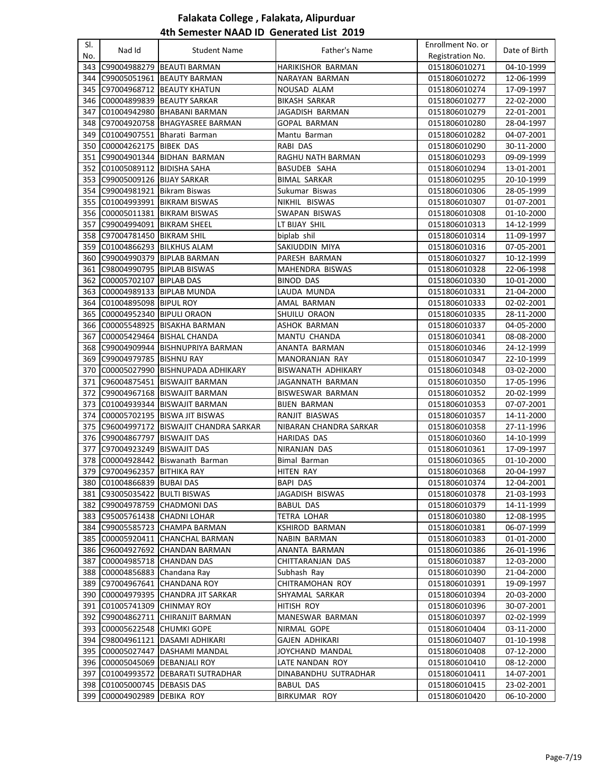# Falakata College , Falakata, Alipurduar

## 4th Semester NAAD ID Generated List 2019

| Sl. No. | Nad Id | Student Name | Father's Name | Enrollment No. or Registration No. | Date of Birth |
|---|---|---|---|---|---|
| 343 | C99004988279 | BEAUTI BARMAN | HARIKISHOR BARMAN | 0151806010271 | 04-10-1999 |
| 344 | C99005051961 | BEAUTY BARMAN | NARAYAN BARMAN | 0151806010272 | 12-06-1999 |
| 345 | C97004968712 | BEAUTY KHATUN | NOUSAD ALAM | 0151806010274 | 17-09-1997 |
| 346 | C00004899839 | BEAUTY SARKAR | BIKASH SARKAR | 0151806010277 | 22-02-2000 |
| 347 | C01004942980 | BHABANI BARMAN | JAGADISH BARMAN | 0151806010279 | 22-01-2001 |
| 348 | C97004920758 | BHAGYASREE BARMAN | GOPAL BARMAN | 0151806010280 | 28-04-1997 |
| 349 | C01004907551 | Bharati Barman | Mantu Barman | 0151806010282 | 04-07-2001 |
| 350 | C00004262175 | BIBEK DAS | RABI DAS | 0151806010290 | 30-11-2000 |
| 351 | C99004901344 | BIDHAN BARMAN | RAGHU NATH BARMAN | 0151806010293 | 09-09-1999 |
| 352 | C01005089112 | BIDISHA SAHA | BASUDEB SAHA | 0151806010294 | 13-01-2001 |
| 353 | C99005009126 | BIJAY SARKAR | BIMAL SARKAR | 0151806010295 | 20-10-1999 |
| 354 | C99004981921 | Bikram Biswas | Sukumar Biswas | 0151806010306 | 28-05-1999 |
| 355 | C01004993991 | BIKRAM BISWAS | NIKHIL BISWAS | 0151806010307 | 01-07-2001 |
| 356 | C00005011381 | BIKRAM BISWAS | SWAPAN BISWAS | 0151806010308 | 01-10-2000 |
| 357 | C99004994091 | BIKRAM SHEEL | LT BIJAY SHIL | 0151806010313 | 14-12-1999 |
| 358 | C97004781450 | BIKRAM SHIL | biplab shil | 0151806010314 | 11-09-1997 |
| 359 | C01004866293 | BILKHUS ALAM | SAKIUDDIN MIYA | 0151806010316 | 07-05-2001 |
| 360 | C99004990379 | BIPLAB BARMAN | PARESH BARMAN | 0151806010327 | 10-12-1999 |
| 361 | C98004990795 | BIPLAB BISWAS | MAHENDRA BISWAS | 0151806010328 | 22-06-1998 |
| 362 | C00005702107 | BIPLAB DAS | BINOD DAS | 0151806010330 | 10-01-2000 |
| 363 | C00004989133 | BIPLAB MUNDA | LAUDA MUNDA | 0151806010331 | 21-04-2000 |
| 364 | C01004895098 | BIPUL ROY | AMAL BARMAN | 0151806010333 | 02-02-2001 |
| 365 | C00004952340 | BIPULI ORAON | SHUILU ORAON | 0151806010335 | 28-11-2000 |
| 366 | C00005548925 | BISAKHA BARMAN | ASHOK BARMAN | 0151806010337 | 04-05-2000 |
| 367 | C00005429464 | BISHAL CHANDA | MANTU CHANDA | 0151806010341 | 08-08-2000 |
| 368 | C99004909944 | BISHNUPRIYA BARMAN | ANANTA BARMAN | 0151806010346 | 24-12-1999 |
| 369 | C99004979785 | BISHNU RAY | MANORANJAN RAY | 0151806010347 | 22-10-1999 |
| 370 | C00005027990 | BISHNUPADA ADHIKARY | BISWANATH ADHIKARY | 0151806010348 | 03-02-2000 |
| 371 | C96004875451 | BISWAJIT BARMAN | JAGANNATH BARMAN | 0151806010350 | 17-05-1996 |
| 372 | C99004967168 | BISWAJIT BARMAN | BISWESWAR BARMAN | 0151806010352 | 20-02-1999 |
| 373 | C01004939344 | BISWAJIT BARMAN | BIJEN BARMAN | 0151806010353 | 07-07-2001 |
| 374 | C00005702195 | BISWA JIT BISWAS | RANJIT BIASWAS | 0151806010357 | 14-11-2000 |
| 375 | C96004997172 | BISWAJIT CHANDRA SARKAR | NIBARAN CHANDRA SARKAR | 0151806010358 | 27-11-1996 |
| 376 | C99004867797 | BISWAJIT DAS | HARIDAS DAS | 0151806010360 | 14-10-1999 |
| 377 | C97004923249 | BISWAJIT DAS | NIRANJAN DAS | 0151806010361 | 17-09-1997 |
| 378 | C00004928442 | Biswanath Barman | Bimal Barman | 0151806010365 | 01-10-2000 |
| 379 | C97004962357 | BITHIKA RAY | HITEN RAY | 0151806010368 | 20-04-1997 |
| 380 | C01004866839 | BUBAI DAS | BAPI DAS | 0151806010374 | 12-04-2001 |
| 381 | C93005035422 | BULTI BISWAS | JAGADISH BISWAS | 0151806010378 | 21-03-1993 |
| 382 | C99004978759 | CHADMONI DAS | BABUL DAS | 0151806010379 | 14-11-1999 |
| 383 | C95005761438 | CHADNI LOHAR | TETRA LOHAR | 0151806010380 | 12-08-1995 |
| 384 | C99005585723 | CHAMPA BARMAN | KSHIROD BARMAN | 0151806010381 | 06-07-1999 |
| 385 | C00005920411 | CHANCHAL BARMAN | NABIN BARMAN | 0151806010383 | 01-01-2000 |
| 386 | C96004927692 | CHANDAN BARMAN | ANANTA BARMAN | 0151806010386 | 26-01-1996 |
| 387 | C00004985718 | CHANDAN DAS | CHITTARANJAN DAS | 0151806010387 | 12-03-2000 |
| 388 | C00004856883 | Chandana Ray | Subhash Ray | 0151806010390 | 21-04-2000 |
| 389 | C97004967641 | CHANDANA ROY | CHITRAMOHAN ROY | 0151806010391 | 19-09-1997 |
| 390 | C00004979395 | CHANDRA JIT SARKAR | SHYAMAL SARKAR | 0151806010394 | 20-03-2000 |
| 391 | C01005741309 | CHINMAY ROY | HITISH ROY | 0151806010396 | 30-07-2001 |
| 392 | C99004862711 | CHIRANJIT BARMAN | MANESWAR BARMAN | 0151806010397 | 02-02-1999 |
| 393 | C00005622548 | CHUMKI GOPE | NIRMAL GOPE | 0151806010404 | 03-11-2000 |
| 394 | C98004961121 | DASAMI ADHIKARI | GAJEN ADHIKARI | 0151806010407 | 01-10-1998 |
| 395 | C00005027447 | DASHAMI MANDAL | JOYCHAND MANDAL | 0151806010408 | 07-12-2000 |
| 396 | C00005045069 | DEBANJALI ROY | LATE NANDAN ROY | 0151806010410 | 08-12-2000 |
| 397 | C01004993572 | DEBARATI SUTRADHAR | DINABANDHU SUTRADHAR | 0151806010411 | 14-07-2001 |
| 398 | C01005000745 | DEBASIS DAS | BABUL DAS | 0151806010415 | 23-02-2001 |
| 399 | C00004902989 | DEBIKA ROY | BIRKUMAR ROY | 0151806010420 | 06-10-2000 |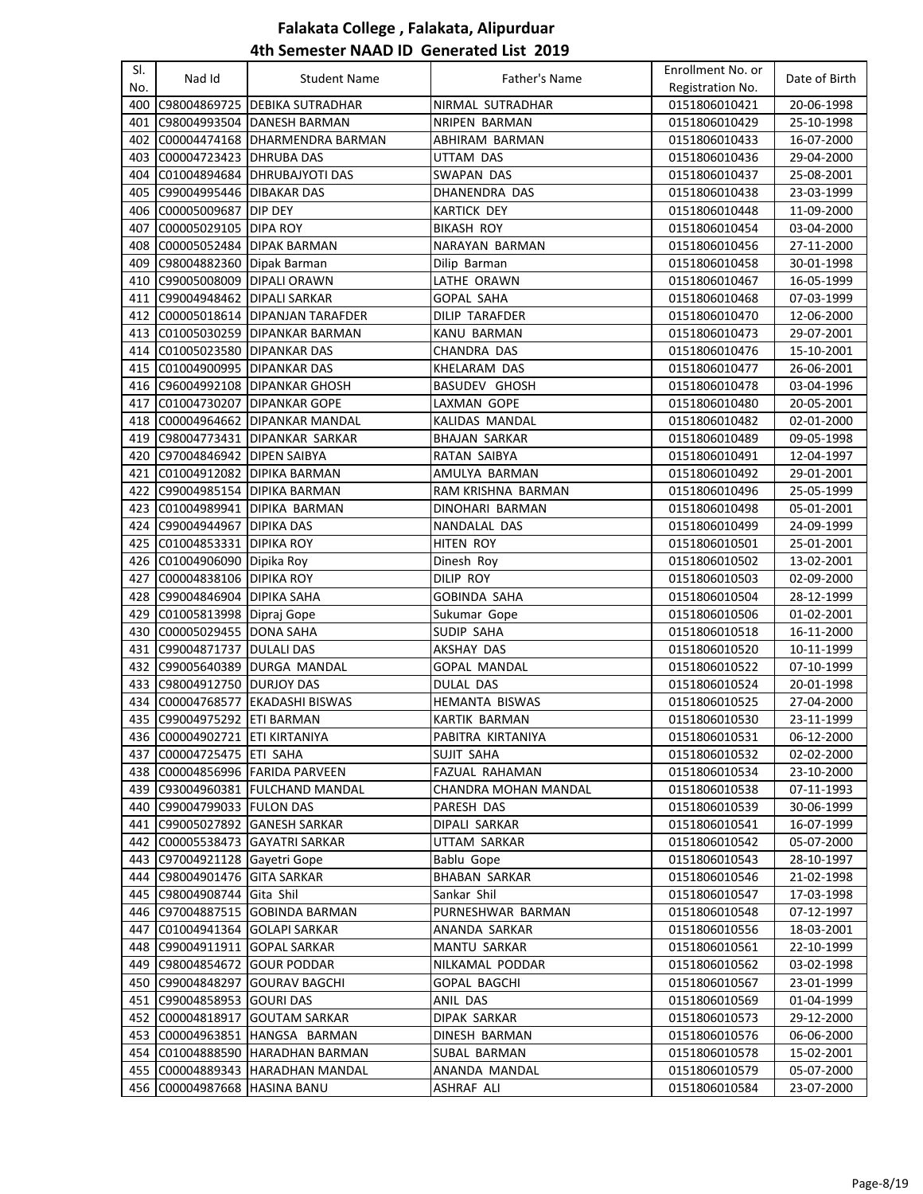# Falakata College , Falakata, Alipurduar

## 4th Semester NAAD ID Generated List 2019

| Sl. No. | Nad Id | Student Name | Father's Name | Enrollment No. or Registration No. | Date of Birth |
|---|---|---|---|---|---|
| 400 | C98004869725 | DEBIKA SUTRADHAR | NIRMAL SUTRADHAR | 0151806010421 | 20-06-1998 |
| 401 | C98004993504 | DANESH BARMAN | NRIPEN BARMAN | 0151806010429 | 25-10-1998 |
| 402 | C00004474168 | DHARMENDRA BARMAN | ABHIRAM BARMAN | 0151806010433 | 16-07-2000 |
| 403 | C00004723423 | DHRUBA DAS | UTTAM DAS | 0151806010436 | 29-04-2000 |
| 404 | C01004894684 | DHRUBAJYOTI DAS | SWAPAN DAS | 0151806010437 | 25-08-2001 |
| 405 | C99004995446 | DIBAKAR DAS | DHANENDRA DAS | 0151806010438 | 23-03-1999 |
| 406 | C00005009687 | DIP DEY | KARTICK DEY | 0151806010448 | 11-09-2000 |
| 407 | C00005029105 | DIPA ROY | BIKASH ROY | 0151806010454 | 03-04-2000 |
| 408 | C00005052484 | DIPAK BARMAN | NARAYAN BARMAN | 0151806010456 | 27-11-2000 |
| 409 | C98004882360 | Dipak Barman | Dilip Barman | 0151806010458 | 30-01-1998 |
| 410 | C99005008009 | DIPALI ORAWN | LATHE ORAWN | 0151806010467 | 16-05-1999 |
| 411 | C99004948462 | DIPALI SARKAR | GOPAL SAHA | 0151806010468 | 07-03-1999 |
| 412 | C00005018614 | DIPANJAN TARAFDER | DILIP TARAFDER | 0151806010470 | 12-06-2000 |
| 413 | C01005030259 | DIPANKAR BARMAN | KANU BARMAN | 0151806010473 | 29-07-2001 |
| 414 | C01005023580 | DIPANKAR DAS | CHANDRA DAS | 0151806010476 | 15-10-2001 |
| 415 | C01004900995 | DIPANKAR DAS | KHELARAM DAS | 0151806010477 | 26-06-2001 |
| 416 | C96004992108 | DIPANKAR GHOSH | BASUDEV GHOSH | 0151806010478 | 03-04-1996 |
| 417 | C01004730207 | DIPANKAR GOPE | LAXMAN GOPE | 0151806010480 | 20-05-2001 |
| 418 | C00004964662 | DIPANKAR MANDAL | KALIDAS MANDAL | 0151806010482 | 02-01-2000 |
| 419 | C98004773431 | DIPANKAR SARKAR | BHAJAN SARKAR | 0151806010489 | 09-05-1998 |
| 420 | C97004846942 | DIPEN SAIBYA | RATAN SAIBYA | 0151806010491 | 12-04-1997 |
| 421 | C01004912082 | DIPIKA BARMAN | AMULYA BARMAN | 0151806010492 | 29-01-2001 |
| 422 | C99004985154 | DIPIKA BARMAN | RAM KRISHNA BARMAN | 0151806010496 | 25-05-1999 |
| 423 | C01004989941 | DIPIKA BARMAN | DINOHARI BARMAN | 0151806010498 | 05-01-2001 |
| 424 | C99004944967 | DIPIKA DAS | NANDALAL DAS | 0151806010499 | 24-09-1999 |
| 425 | C01004853331 | DIPIKA ROY | HITEN ROY | 0151806010501 | 25-01-2001 |
| 426 | C01004906090 | Dipika Roy | Dinesh Roy | 0151806010502 | 13-02-2001 |
| 427 | C00004838106 | DIPIKA ROY | DILIP ROY | 0151806010503 | 02-09-2000 |
| 428 | C99004846904 | DIPIKA SAHA | GOBINDA SAHA | 0151806010504 | 28-12-1999 |
| 429 | C01005813998 | Dipraj Gope | Sukumar Gope | 0151806010506 | 01-02-2001 |
| 430 | C00005029455 | DONA SAHA | SUDIP SAHA | 0151806010518 | 16-11-2000 |
| 431 | C99004871737 | DULALI DAS | AKSHAY DAS | 0151806010520 | 10-11-1999 |
| 432 | C99005640389 | DURGA MANDAL | GOPAL MANDAL | 0151806010522 | 07-10-1999 |
| 433 | C98004912750 | DURJOY DAS | DULAL DAS | 0151806010524 | 20-01-1998 |
| 434 | C00004768577 | EKADASHI BISWAS | HEMANTA BISWAS | 0151806010525 | 27-04-2000 |
| 435 | C99004975292 | ETI BARMAN | KARTIK BARMAN | 0151806010530 | 23-11-1999 |
| 436 | C00004902721 | ETI KIRTANIYA | PABITRA KIRTANIYA | 0151806010531 | 06-12-2000 |
| 437 | C00004725475 | ETI SAHA | SUJIT SAHA | 0151806010532 | 02-02-2000 |
| 438 | C00004856996 | FARIDA PARVEEN | FAZUAL RAHAMAN | 0151806010534 | 23-10-2000 |
| 439 | C93004960381 | FULCHAND MANDAL | CHANDRA MOHAN MANDAL | 0151806010538 | 07-11-1993 |
| 440 | C99004799033 | FULON DAS | PARESH DAS | 0151806010539 | 30-06-1999 |
| 441 | C99005027892 | GANESH SARKAR | DIPALI SARKAR | 0151806010541 | 16-07-1999 |
| 442 | C00005538473 | GAYATRI SARKAR | UTTAM SARKAR | 0151806010542 | 05-07-2000 |
| 443 | C97004921128 | Gayetri Gope | Bablu Gope | 0151806010543 | 28-10-1997 |
| 444 | C98004901476 | GITA SARKAR | BHABAN SARKAR | 0151806010546 | 21-02-1998 |
| 445 | C98004908744 | Gita Shil | Sankar Shil | 0151806010547 | 17-03-1998 |
| 446 | C97004887515 | GOBINDA BARMAN | PURNESHWAR BARMAN | 0151806010548 | 07-12-1997 |
| 447 | C01004941364 | GOLAPI SARKAR | ANANDA SARKAR | 0151806010556 | 18-03-2001 |
| 448 | C99004911911 | GOPAL SARKAR | MANTU SARKAR | 0151806010561 | 22-10-1999 |
| 449 | C98004854672 | GOUR PODDAR | NILKAMAL PODDAR | 0151806010562 | 03-02-1998 |
| 450 | C99004848297 | GOURAV BAGCHI | GOPAL BAGCHI | 0151806010567 | 23-01-1999 |
| 451 | C99004858953 | GOURI DAS | ANIL DAS | 0151806010569 | 01-04-1999 |
| 452 | C00004818917 | GOUTAM SARKAR | DIPAK SARKAR | 0151806010573 | 29-12-2000 |
| 453 | C00004963851 | HANGSA BARMAN | DINESH BARMAN | 0151806010576 | 06-06-2000 |
| 454 | C01004888590 | HARADHAN BARMAN | SUBAL BARMAN | 0151806010578 | 15-02-2001 |
| 455 | C00004889343 | HARADHAN MANDAL | ANANDA MANDAL | 0151806010579 | 05-07-2000 |
| 456 | C00004987668 | HASINA BANU | ASHRAF ALI | 0151806010584 | 23-07-2000 |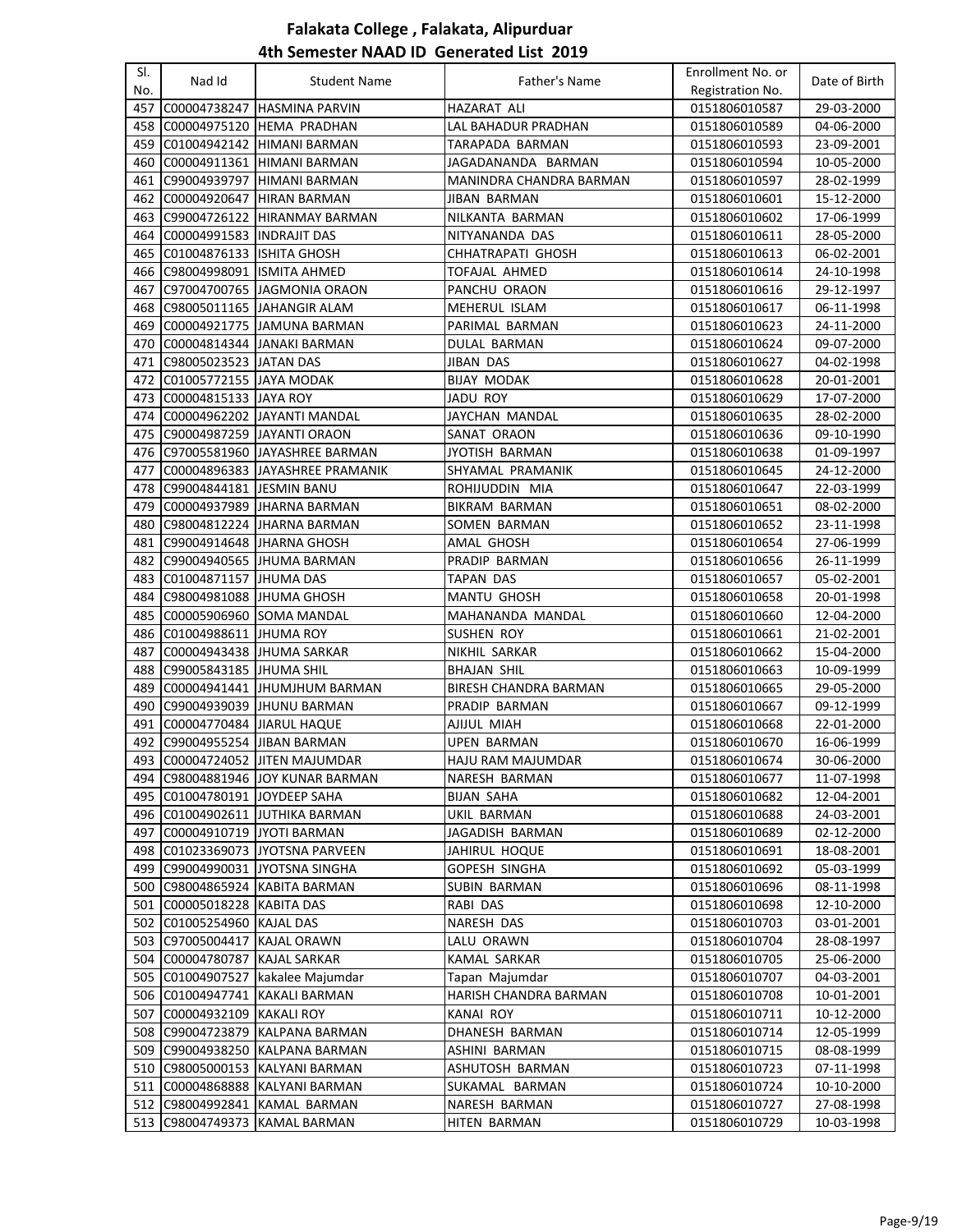# Falakata College , Falakata, Alipurduar

## 4th Semester NAAD ID Generated List 2019

| Sl. No. | Nad Id | Student Name | Father's Name | Enrollment No. or Registration No. | Date of Birth |
|---|---|---|---|---|---|
| 457 | C00004738247 | HASMINA PARVIN | HAZARAT ALI | 0151806010587 | 29-03-2000 |
| 458 | C00004975120 | HEMA PRADHAN | LAL BAHADUR PRADHAN | 0151806010589 | 04-06-2000 |
| 459 | C01004942142 | HIMANI BARMAN | TARAPADA BARMAN | 0151806010593 | 23-09-2001 |
| 460 | C00004911361 | HIMANI BARMAN | JAGADANANDA BARMAN | 0151806010594 | 10-05-2000 |
| 461 | C99004939797 | HIMANI BARMAN | MANINDRA CHANDRA BARMAN | 0151806010597 | 28-02-1999 |
| 462 | C00004920647 | HIRAN BARMAN | JIBAN BARMAN | 0151806010601 | 15-12-2000 |
| 463 | C99004726122 | HIRANMAY BARMAN | NILKANTA BARMAN | 0151806010602 | 17-06-1999 |
| 464 | C00004991583 | INDRAJIT DAS | NITYANANDA DAS | 0151806010611 | 28-05-2000 |
| 465 | C01004876133 | ISHITA GHOSH | CHHATRAPATI GHOSH | 0151806010613 | 06-02-2001 |
| 466 | C98004998091 | ISMITA AHMED | TOFAJAL AHMED | 0151806010614 | 24-10-1998 |
| 467 | C97004700765 | JAGMONIA ORAON | PANCHU ORAON | 0151806010616 | 29-12-1997 |
| 468 | C98005011165 | JAHANGIR ALAM | MEHERUL ISLAM | 0151806010617 | 06-11-1998 |
| 469 | C00004921775 | JAMUNA BARMAN | PARIMAL BARMAN | 0151806010623 | 24-11-2000 |
| 470 | C00004814344 | JANAKI BARMAN | DULAL BARMAN | 0151806010624 | 09-07-2000 |
| 471 | C98005023523 | JATAN DAS | JIBAN DAS | 0151806010627 | 04-02-1998 |
| 472 | C01005772155 | JAYA MODAK | BIJAY MODAK | 0151806010628 | 20-01-2001 |
| 473 | C00004815133 | JAYA ROY | JADU ROY | 0151806010629 | 17-07-2000 |
| 474 | C00004962202 | JAYANTI MANDAL | JAYCHAN MANDAL | 0151806010635 | 28-02-2000 |
| 475 | C90004987259 | JAYANTI ORAON | SANAT ORAON | 0151806010636 | 09-10-1990 |
| 476 | C97005581960 | JAYASHREE BARMAN | JYOTISH BARMAN | 0151806010638 | 01-09-1997 |
| 477 | C00004896383 | JAYASHREE PRAMANIK | SHYAMAL PRAMANIK | 0151806010645 | 24-12-2000 |
| 478 | C99004844181 | JESMIN BANU | ROHIJUDDIN MIA | 0151806010647 | 22-03-1999 |
| 479 | C00004937989 | JHARNA BARMAN | BIKRAM BARMAN | 0151806010651 | 08-02-2000 |
| 480 | C98004812224 | JHARNA BARMAN | SOMEN BARMAN | 0151806010652 | 23-11-1998 |
| 481 | C99004914648 | JHARNA GHOSH | AMAL GHOSH | 0151806010654 | 27-06-1999 |
| 482 | C99004940565 | JHUMA BARMAN | PRADIP BARMAN | 0151806010656 | 26-11-1999 |
| 483 | C01004871157 | JHUMA DAS | TAPAN DAS | 0151806010657 | 05-02-2001 |
| 484 | C98004981088 | JHUMA GHOSH | MANTU GHOSH | 0151806010658 | 20-01-1998 |
| 485 | C00005906960 | SOMA MANDAL | MAHANANDA MANDAL | 0151806010660 | 12-04-2000 |
| 486 | C01004988611 | JHUMA ROY | SUSHEN ROY | 0151806010661 | 21-02-2001 |
| 487 | C00004943438 | JHUMA SARKAR | NIKHIL SARKAR | 0151806010662 | 15-04-2000 |
| 488 | C99005843185 | JHUMA SHIL | BHAJAN SHIL | 0151806010663 | 10-09-1999 |
| 489 | C00004941441 | JHUMJHUM BARMAN | BIRESH CHANDRA BARMAN | 0151806010665 | 29-05-2000 |
| 490 | C99004939039 | JHUNU BARMAN | PRADIP BARMAN | 0151806010667 | 09-12-1999 |
| 491 | C00004770484 | JIARUL HAQUE | AJIJUL MIAH | 0151806010668 | 22-01-2000 |
| 492 | C99004955254 | JIBAN BARMAN | UPEN BARMAN | 0151806010670 | 16-06-1999 |
| 493 | C00004724052 | JITEN MAJUMDAR | HAJU RAM MAJUMDAR | 0151806010674 | 30-06-2000 |
| 494 | C98004881946 | JOY KUNAR BARMAN | NARESH BARMAN | 0151806010677 | 11-07-1998 |
| 495 | C01004780191 | JOYDEEP SAHA | BIJAN SAHA | 0151806010682 | 12-04-2001 |
| 496 | C01004902611 | JUTHIKA BARMAN | UKIL BARMAN | 0151806010688 | 24-03-2001 |
| 497 | C00004910719 | JYOTI BARMAN | JAGADISH BARMAN | 0151806010689 | 02-12-2000 |
| 498 | C01023369073 | JYOTSNA PARVEEN | JAHIRUL HOQUE | 0151806010691 | 18-08-2001 |
| 499 | C99004990031 | JYOTSNA SINGHA | GOPESH SINGHA | 0151806010692 | 05-03-1999 |
| 500 | C98004865924 | KABITA BARMAN | SUBIN BARMAN | 0151806010696 | 08-11-1998 |
| 501 | C00005018228 | KABITA DAS | RABI DAS | 0151806010698 | 12-10-2000 |
| 502 | C01005254960 | KAJAL DAS | NARESH DAS | 0151806010703 | 03-01-2001 |
| 503 | C97005004417 | KAJAL ORAWN | LALU ORAWN | 0151806010704 | 28-08-1997 |
| 504 | C00004780787 | KAJAL SARKAR | KAMAL SARKAR | 0151806010705 | 25-06-2000 |
| 505 | C01004907527 | kakalee Majumdar | Tapan Majumdar | 0151806010707 | 04-03-2001 |
| 506 | C01004947741 | KAKALI BARMAN | HARISH CHANDRA BARMAN | 0151806010708 | 10-01-2001 |
| 507 | C00004932109 | KAKALI ROY | KANAI ROY | 0151806010711 | 10-12-2000 |
| 508 | C99004723879 | KALPANA BARMAN | DHANESH BARMAN | 0151806010714 | 12-05-1999 |
| 509 | C99004938250 | KALPANA BARMAN | ASHINI BARMAN | 0151806010715 | 08-08-1999 |
| 510 | C98005000153 | KALYANI BARMAN | ASHUTOSH BARMAN | 0151806010723 | 07-11-1998 |
| 511 | C00004868888 | KALYANI BARMAN | SUKAMAL BARMAN | 0151806010724 | 10-10-2000 |
| 512 | C98004992841 | KAMAL BARMAN | NARESH BARMAN | 0151806010727 | 27-08-1998 |
| 513 | C98004749373 | KAMAL BARMAN | HITEN BARMAN | 0151806010729 | 10-03-1998 |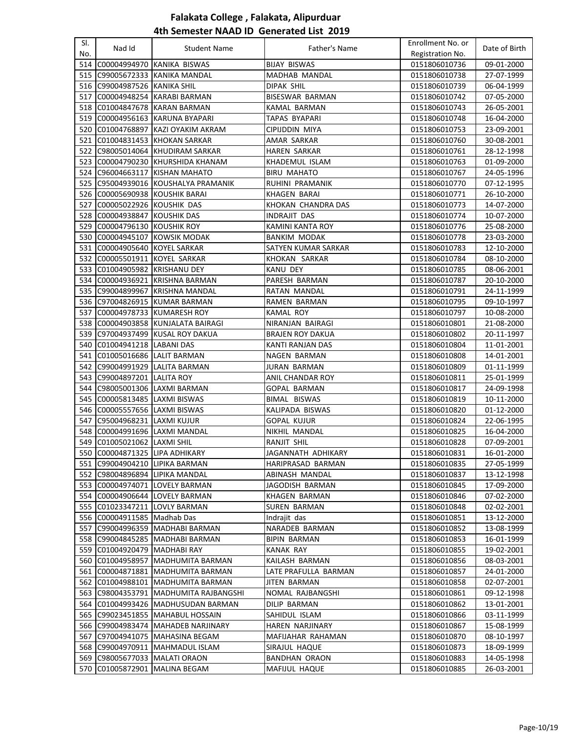# Falakata College , Falakata, Alipurduar

## 4th Semester NAAD ID Generated List 2019

| Sl. No. | Nad Id | Student Name | Father's Name | Enrollment No. or Registration No. | Date of Birth |
|---|---|---|---|---|---|
| 514 | C00004994970 | KANIKA BISWAS | BIJAY BISWAS | 0151806010736 | 09-01-2000 |
| 515 | C99005672333 | KANIKA MANDAL | MADHAB MANDAL | 0151806010738 | 27-07-1999 |
| 516 | C99004987526 | KANIKA SHIL | DIPAK SHIL | 0151806010739 | 06-04-1999 |
| 517 | C00004948254 | KARABI BARMAN | BISESWAR BARMAN | 0151806010742 | 07-05-2000 |
| 518 | C01004847678 | KARAN BARMAN | KAMAL BARMAN | 0151806010743 | 26-05-2001 |
| 519 | C00004956163 | KARUNA BYAPARI | TAPAS BYAPARI | 0151806010748 | 16-04-2000 |
| 520 | C01004768897 | KAZI OYAKIM AKRAM | CIPIJDDIN MIYA | 0151806010753 | 23-09-2001 |
| 521 | C01004831453 | KHOKAN SARKAR | AMAR SARKAR | 0151806010760 | 30-08-2001 |
| 522 | C98005014064 | KHUDIRAM SARKAR | HAREN SARKAR | 0151806010761 | 28-12-1998 |
| 523 | C00004790230 | KHURSHIDA KHANAM | KHADEMUL ISLAM | 0151806010763 | 01-09-2000 |
| 524 | C96004663117 | KISHAN MAHATO | BIRU MAHATO | 0151806010767 | 24-05-1996 |
| 525 | C95004939016 | KOUSHALYA PRAMANIK | RUHINI PRAMANIK | 0151806010770 | 07-12-1995 |
| 526 | C00005690938 | KOUSHIK BARAI | KHAGEN BARAI | 0151806010771 | 26-10-2000 |
| 527 | C00005022926 | KOUSHIK DAS | KHOKAN CHANDRA DAS | 0151806010773 | 14-07-2000 |
| 528 | C00004938847 | KOUSHIK DAS | INDRAJIT DAS | 0151806010774 | 10-07-2000 |
| 529 | C00004796130 | KOUSHIK ROY | KAMINI KANTA ROY | 0151806010776 | 25-08-2000 |
| 530 | C00004945107 | KOWSIK MODAK | BANKIM MODAK | 0151806010778 | 23-03-2000 |
| 531 | C00004905640 | KOYEL SARKAR | SATYEN KUMAR SARKAR | 0151806010783 | 12-10-2000 |
| 532 | C00005501911 | KOYEL SARKAR | KHOKAN SARKAR | 0151806010784 | 08-10-2000 |
| 533 | C01004905982 | KRISHANU DEY | KANU DEY | 0151806010785 | 08-06-2001 |
| 534 | C00004936921 | KRISHNA BARMAN | PARESH BARMAN | 0151806010787 | 20-10-2000 |
| 535 | C99004899967 | KRISHNA MANDAL | RATAN MANDAL | 0151806010791 | 24-11-1999 |
| 536 | C97004826915 | KUMAR BARMAN | RAMEN BARMAN | 0151806010795 | 09-10-1997 |
| 537 | C00004978733 | KUMARESH ROY | KAMAL ROY | 0151806010797 | 10-08-2000 |
| 538 | C00004903858 | KUNJALATA BAIRAGI | NIRANJAN BAIRAGI | 0151806010801 | 21-08-2000 |
| 539 | C97004937499 | KUSAL ROY DAKUA | BRAJEN ROY DAKUA | 0151806010802 | 20-11-1997 |
| 540 | C01004941218 | LABANI DAS | KANTI RANJAN DAS | 0151806010804 | 11-01-2001 |
| 541 | C01005016686 | LALIT BARMAN | NAGEN BARMAN | 0151806010808 | 14-01-2001 |
| 542 | C99004991929 | LALITA BARMAN | JURAN BARMAN | 0151806010809 | 01-11-1999 |
| 543 | C99004897201 | LALITA ROY | ANIL CHANDAR ROY | 0151806010811 | 25-01-1999 |
| 544 | C98005001306 | LAXMI BARMAN | GOPAL BARMAN | 0151806010817 | 24-09-1998 |
| 545 | C00005813485 | LAXMI BISWAS | BIMAL BISWAS | 0151806010819 | 10-11-2000 |
| 546 | C00005557656 | LAXMI BISWAS | KALIPADA BISWAS | 0151806010820 | 01-12-2000 |
| 547 | C95004968231 | LAXMI KUJUR | GOPAL KUJUR | 0151806010824 | 22-06-1995 |
| 548 | C00004991696 | LAXMI MANDAL | NIKHIL MANDAL | 0151806010825 | 16-04-2000 |
| 549 | C01005021062 | LAXMI SHIL | RANJIT SHIL | 0151806010828 | 07-09-2001 |
| 550 | C00004871325 | LIPA ADHIKARY | JAGANNATH ADHIKARY | 0151806010831 | 16-01-2000 |
| 551 | C99004904210 | LIPIKA BARMAN | HARIPRASAD BARMAN | 0151806010835 | 27-05-1999 |
| 552 | C98004896894 | LIPIKA MANDAL | ABINASH MANDAL | 0151806010837 | 13-12-1998 |
| 553 | C00004974071 | LOVELY BARMAN | JAGODISH BARMAN | 0151806010845 | 17-09-2000 |
| 554 | C00004906644 | LOVELY BARMAN | KHAGEN BARMAN | 0151806010846 | 07-02-2000 |
| 555 | C01023347211 | LOVLY BARMAN | SUREN BARMAN | 0151806010848 | 02-02-2001 |
| 556 | C00004911585 | Madhab Das | Indrajit das | 0151806010851 | 13-12-2000 |
| 557 | C99004996359 | MADHABI BARMAN | NARADEB BARMAN | 0151806010852 | 13-08-1999 |
| 558 | C99004845285 | MADHABI BARMAN | BIPIN BARMAN | 0151806010853 | 16-01-1999 |
| 559 | C01004920479 | MADHABI RAY | KANAK RAY | 0151806010855 | 19-02-2001 |
| 560 | C01004958957 | MADHUMITA BARMAN | KAILASH BARMAN | 0151806010856 | 08-03-2001 |
| 561 | C00004871881 | MADHUMITA BARMAN | LATE PRAFULLA BARMAN | 0151806010857 | 24-01-2000 |
| 562 | C01004988101 | MADHUMITA BARMAN | JITEN BARMAN | 0151806010858 | 02-07-2001 |
| 563 | C98004353791 | MADHUMITA RAJBANGSHI | NOMAL RAJBANGSHI | 0151806010861 | 09-12-1998 |
| 564 | C01004993426 | MADHUSUDAN BARMAN | DILIP BARMAN | 0151806010862 | 13-01-2001 |
| 565 | C99023451855 | MAHABUL HOSSAIN | SAHIDUL ISLAM | 0151806010866 | 03-11-1999 |
| 566 | C99004983474 | MAHADEB NARJINARY | HAREN NARJINARY | 0151806010867 | 15-08-1999 |
| 567 | C97004941075 | MAHASINA BEGAM | MAFIJAHAR RAHAMAN | 0151806010870 | 08-10-1997 |
| 568 | C99004970911 | MAHMADUL ISLAM | SIRAJUL HAQUE | 0151806010873 | 18-09-1999 |
| 569 | C98005677033 | MALATI ORAON | BANDHAN ORAON | 0151806010883 | 14-05-1998 |
| 570 | C01005872901 | MALINA BEGAM | MAFIJUL HAQUE | 0151806010885 | 26-03-2001 |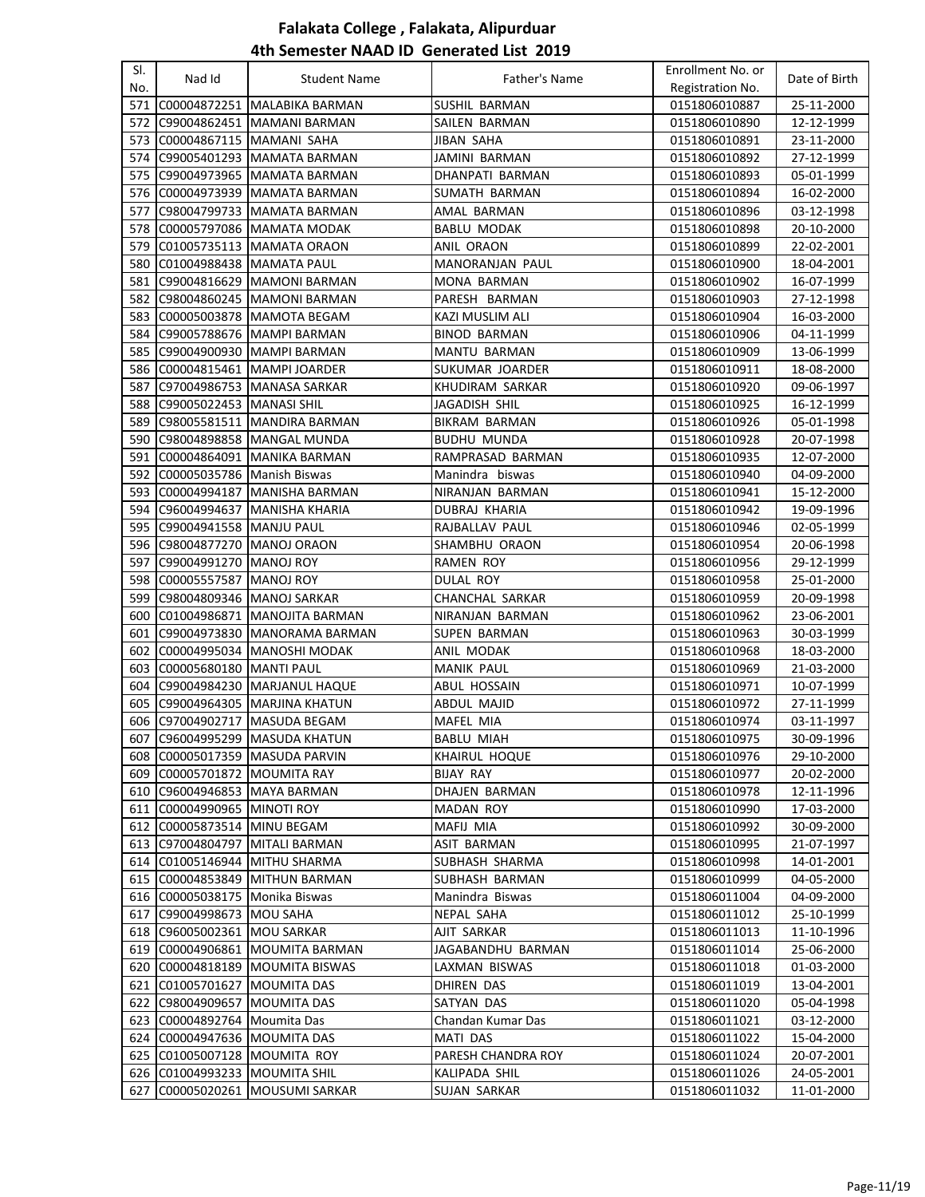# Falakata College , Falakata, Alipurduar

## 4th Semester NAAD ID Generated List 2019

| Sl. No. | Nad Id | Student Name | Father's Name | Enrollment No. or Registration No. | Date of Birth |
|---|---|---|---|---|---|
| 571 | C00004872251 | MALABIKA BARMAN | SUSHIL BARMAN | 0151806010887 | 25-11-2000 |
| 572 | C99004862451 | MAMANI BARMAN | SAILEN BARMAN | 0151806010890 | 12-12-1999 |
| 573 | C00004867115 | MAMANI SAHA | JIBAN SAHA | 0151806010891 | 23-11-2000 |
| 574 | C99005401293 | MAMATA BARMAN | JAMINI BARMAN | 0151806010892 | 27-12-1999 |
| 575 | C99004973965 | MAMATA BARMAN | DHANPATI BARMAN | 0151806010893 | 05-01-1999 |
| 576 | C00004973939 | MAMATA BARMAN | SUMATH BARMAN | 0151806010894 | 16-02-2000 |
| 577 | C98004799733 | MAMATA BARMAN | AMAL BARMAN | 0151806010896 | 03-12-1998 |
| 578 | C00005797086 | MAMATA MODAK | BABLU MODAK | 0151806010898 | 20-10-2000 |
| 579 | C01005735113 | MAMATA ORAON | ANIL ORAON | 0151806010899 | 22-02-2001 |
| 580 | C01004988438 | MAMATA PAUL | MANORANJAN PAUL | 0151806010900 | 18-04-2001 |
| 581 | C99004816629 | MAMONI BARMAN | MONA BARMAN | 0151806010902 | 16-07-1999 |
| 582 | C98004860245 | MAMONI BARMAN | PARESH BARMAN | 0151806010903 | 27-12-1998 |
| 583 | C00005003878 | MAMOTA BEGAM | KAZI MUSLIM ALI | 0151806010904 | 16-03-2000 |
| 584 | C99005788676 | MAMPI BARMAN | BINOD BARMAN | 0151806010906 | 04-11-1999 |
| 585 | C99004900930 | MAMPI BARMAN | MANTU BARMAN | 0151806010909 | 13-06-1999 |
| 586 | C00004815461 | MAMPI JOARDER | SUKUMAR JOARDER | 0151806010911 | 18-08-2000 |
| 587 | C97004986753 | MANASA SARKAR | KHUDIRAM SARKAR | 0151806010920 | 09-06-1997 |
| 588 | C99005022453 | MANASI SHIL | JAGADISH SHIL | 0151806010925 | 16-12-1999 |
| 589 | C98005581511 | MANDIRA BARMAN | BIKRAM BARMAN | 0151806010926 | 05-01-1998 |
| 590 | C98004898858 | MANGAL MUNDA | BUDHU MUNDA | 0151806010928 | 20-07-1998 |
| 591 | C00004864091 | MANIKA BARMAN | RAMPRASAD BARMAN | 0151806010935 | 12-07-2000 |
| 592 | C00005035786 | Manish Biswas | Manindra biswas | 0151806010940 | 04-09-2000 |
| 593 | C00004994187 | MANISHA BARMAN | NIRANJAN BARMAN | 0151806010941 | 15-12-2000 |
| 594 | C96004994637 | MANISHA KHARIA | DUBRAJ KHARIA | 0151806010942 | 19-09-1996 |
| 595 | C99004941558 | MANJU PAUL | RAJBALLAV PAUL | 0151806010946 | 02-05-1999 |
| 596 | C98004877270 | MANOJ ORAON | SHAMBHU ORAON | 0151806010954 | 20-06-1998 |
| 597 | C99004991270 | MANOJ ROY | RAMEN ROY | 0151806010956 | 29-12-1999 |
| 598 | C00005557587 | MANOJ ROY | DULAL ROY | 0151806010958 | 25-01-2000 |
| 599 | C98004809346 | MANOJ SARKAR | CHANCHAL SARKAR | 0151806010959 | 20-09-1998 |
| 600 | C01004986871 | MANOJITA BARMAN | NIRANJAN BARMAN | 0151806010962 | 23-06-2001 |
| 601 | C99004973830 | MANORAMA BARMAN | SUPEN BARMAN | 0151806010963 | 30-03-1999 |
| 602 | C00004995034 | MANOSHI MODAK | ANIL MODAK | 0151806010968 | 18-03-2000 |
| 603 | C00005680180 | MANTI PAUL | MANIK PAUL | 0151806010969 | 21-03-2000 |
| 604 | C99004984230 | MARJANUL HAQUE | ABUL HOSSAIN | 0151806010971 | 10-07-1999 |
| 605 | C99004964305 | MARJINA KHATUN | ABDUL MAJID | 0151806010972 | 27-11-1999 |
| 606 | C97004902717 | MASUDA BEGAM | MAFEL MIA | 0151806010974 | 03-11-1997 |
| 607 | C96004995299 | MASUDA KHATUN | BABLU MIAH | 0151806010975 | 30-09-1996 |
| 608 | C00005017359 | MASUDA PARVIN | KHAIRUL HOQUE | 0151806010976 | 29-10-2000 |
| 609 | C00005701872 | MOUMITA RAY | BIJAY RAY | 0151806010977 | 20-02-2000 |
| 610 | C96004946853 | MAYA BARMAN | DHAJEN BARMAN | 0151806010978 | 12-11-1996 |
| 611 | C00004990965 | MINOTI ROY | MADAN ROY | 0151806010990 | 17-03-2000 |
| 612 | C00005873514 | MINU BEGAM | MAFIJ MIA | 0151806010992 | 30-09-2000 |
| 613 | C97004804797 | MITALI BARMAN | ASIT BARMAN | 0151806010995 | 21-07-1997 |
| 614 | C01005146944 | MITHU SHARMA | SUBHASH SHARMA | 0151806010998 | 14-01-2001 |
| 615 | C00004853849 | MITHUN BARMAN | SUBHASH BARMAN | 0151806010999 | 04-05-2000 |
| 616 | C00005038175 | Monika Biswas | Manindra Biswas | 0151806011004 | 04-09-2000 |
| 617 | C99004998673 | MOU SAHA | NEPAL SAHA | 0151806011012 | 25-10-1999 |
| 618 | C96005002361 | MOU SARKAR | AJIT SARKAR | 0151806011013 | 11-10-1996 |
| 619 | C00004906861 | MOUMITA BARMAN | JAGABANDHU BARMAN | 0151806011014 | 25-06-2000 |
| 620 | C00004818189 | MOUMITA BISWAS | LAXMAN BISWAS | 0151806011018 | 01-03-2000 |
| 621 | C01005701627 | MOUMITA DAS | DHIREN DAS | 0151806011019 | 13-04-2001 |
| 622 | C98004909657 | MOUMITA DAS | SATYAN DAS | 0151806011020 | 05-04-1998 |
| 623 | C00004892764 | Moumita Das | Chandan Kumar Das | 0151806011021 | 03-12-2000 |
| 624 | C00004947636 | MOUMITA DAS | MATI DAS | 0151806011022 | 15-04-2000 |
| 625 | C01005007128 | MOUMITA ROY | PARESH CHANDRA ROY | 0151806011024 | 20-07-2001 |
| 626 | C01004993233 | MOUMITA SHIL | KALIPADA SHIL | 0151806011026 | 24-05-2001 |
| 627 | C00005020261 | MOUSUMI SARKAR | SUJAN SARKAR | 0151806011032 | 11-01-2000 |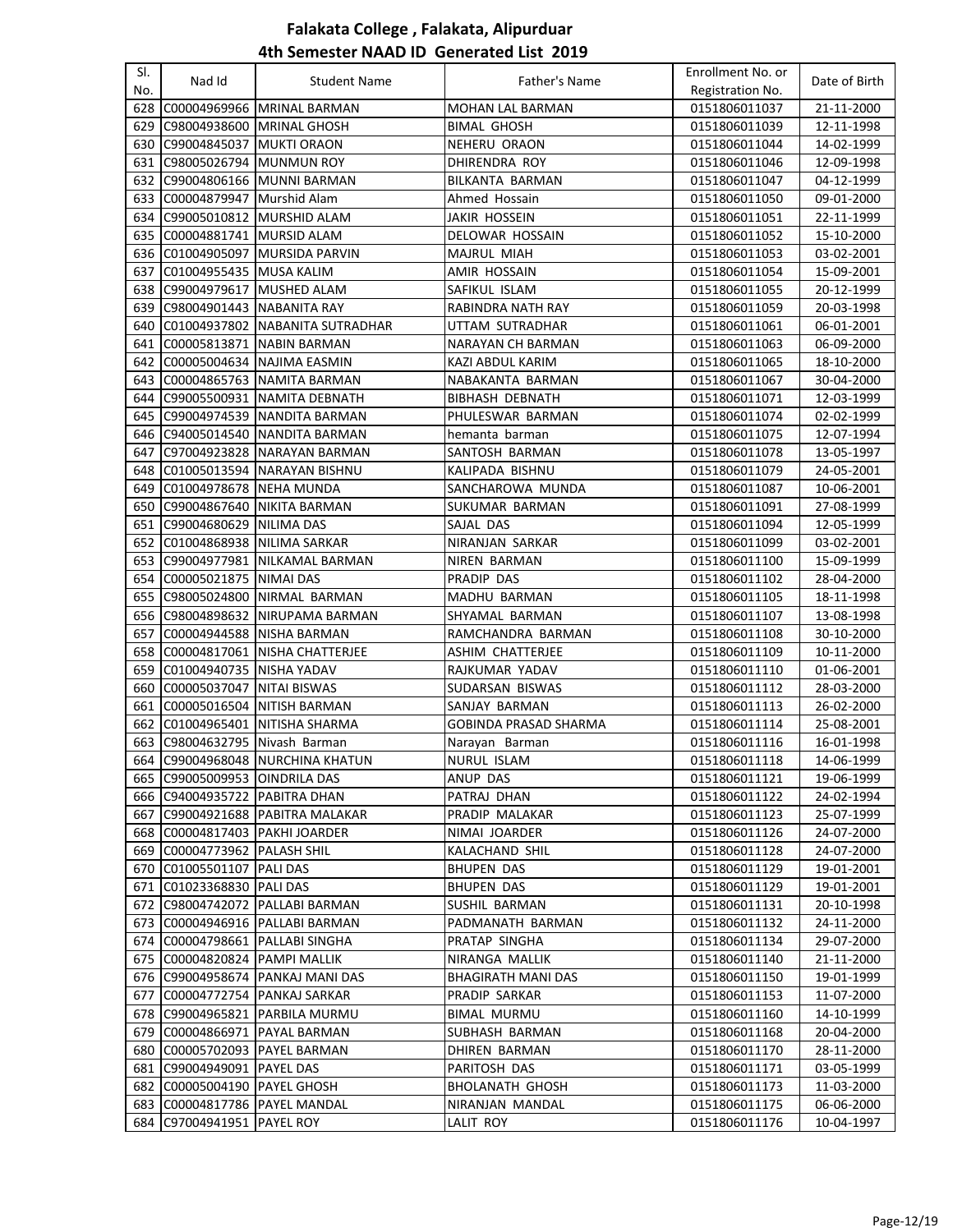# Falakata College , Falakata, Alipurduar

## 4th Semester NAAD ID Generated List 2019

| Sl. No. | Nad Id | Student Name | Father's Name | Enrollment No. or Registration No. | Date of Birth |
|---|---|---|---|---|---|
| 628 | C00004969966 | MRINAL BARMAN | MOHAN LAL BARMAN | 0151806011037 | 21-11-2000 |
| 629 | C98004938600 | MRINAL GHOSH | BIMAL GHOSH | 0151806011039 | 12-11-1998 |
| 630 | C99004845037 | MUKTI ORAON | NEHERU ORAON | 0151806011044 | 14-02-1999 |
| 631 | C98005026794 | MUNMUN ROY | DHIRENDRA ROY | 0151806011046 | 12-09-1998 |
| 632 | C99004806166 | MUNNI BARMAN | BILKANTA BARMAN | 0151806011047 | 04-12-1999 |
| 633 | C00004879947 | Murshid Alam | Ahmed Hossain | 0151806011050 | 09-01-2000 |
| 634 | C99005010812 | MURSHID ALAM | JAKIR HOSSEIN | 0151806011051 | 22-11-1999 |
| 635 | C00004881741 | MURSID ALAM | DELOWAR HOSSAIN | 0151806011052 | 15-10-2000 |
| 636 | C01004905097 | MURSIDA PARVIN | MAJRUL MIAH | 0151806011053 | 03-02-2001 |
| 637 | C01004955435 | MUSA KALIM | AMIR HOSSAIN | 0151806011054 | 15-09-2001 |
| 638 | C99004979617 | MUSHED ALAM | SAFIKUL ISLAM | 0151806011055 | 20-12-1999 |
| 639 | C98004901443 | NABANITA RAY | RABINDRA NATH RAY | 0151806011059 | 20-03-1998 |
| 640 | C01004937802 | NABANITA SUTRADHAR | UTTAM SUTRADHAR | 0151806011061 | 06-01-2001 |
| 641 | C00005813871 | NABIN BARMAN | NARAYAN CH BARMAN | 0151806011063 | 06-09-2000 |
| 642 | C00005004634 | NAJIMA EASMIN | KAZI ABDUL KARIM | 0151806011065 | 18-10-2000 |
| 643 | C00004865763 | NAMITA BARMAN | NABAKANTA BARMAN | 0151806011067 | 30-04-2000 |
| 644 | C99005500931 | NAMITA DEBNATH | BIBHASH DEBNATH | 0151806011071 | 12-03-1999 |
| 645 | C99004974539 | NANDITA BARMAN | PHULESWAR BARMAN | 0151806011074 | 02-02-1999 |
| 646 | C94005014540 | NANDITA BARMAN | hemanta barman | 0151806011075 | 12-07-1994 |
| 647 | C97004923828 | NARAYAN BARMAN | SANTOSH BARMAN | 0151806011078 | 13-05-1997 |
| 648 | C01005013594 | NARAYAN BISHNU | KALIPADA BISHNU | 0151806011079 | 24-05-2001 |
| 649 | C01004978678 | NEHA MUNDA | SANCHAROWA MUNDA | 0151806011087 | 10-06-2001 |
| 650 | C99004867640 | NIKITA BARMAN | SUKUMAR BARMAN | 0151806011091 | 27-08-1999 |
| 651 | C99004680629 | NILIMA DAS | SAJAL DAS | 0151806011094 | 12-05-1999 |
| 652 | C01004868938 | NILIMA SARKAR | NIRANJAN SARKAR | 0151806011099 | 03-02-2001 |
| 653 | C99004977981 | NILKAMAL BARMAN | NIREN BARMAN | 0151806011100 | 15-09-1999 |
| 654 | C00005021875 | NIMAI DAS | PRADIP DAS | 0151806011102 | 28-04-2000 |
| 655 | C98005024800 | NIRMAL BARMAN | MADHU BARMAN | 0151806011105 | 18-11-1998 |
| 656 | C98004898632 | NIRUPAMA BARMAN | SHYAMAL BARMAN | 0151806011107 | 13-08-1998 |
| 657 | C00004944588 | NISHA BARMAN | RAMCHANDRA BARMAN | 0151806011108 | 30-10-2000 |
| 658 | C00004817061 | NISHA CHATTERJEE | ASHIM CHATTERJEE | 0151806011109 | 10-11-2000 |
| 659 | C01004940735 | NISHA YADAV | RAJKUMAR YADAV | 0151806011110 | 01-06-2001 |
| 660 | C00005037047 | NITAI BISWAS | SUDARSAN BISWAS | 0151806011112 | 28-03-2000 |
| 661 | C00005016504 | NITISH BARMAN | SANJAY BARMAN | 0151806011113 | 26-02-2000 |
| 662 | C01004965401 | NITISHA SHARMA | GOBINDA PRASAD SHARMA | 0151806011114 | 25-08-2001 |
| 663 | C98004632795 | Nivash Barman | Narayan Barman | 0151806011116 | 16-01-1998 |
| 664 | C99004968048 | NURCHINA KHATUN | NURUL ISLAM | 0151806011118 | 14-06-1999 |
| 665 | C99005009953 | OINDRILA DAS | ANUP DAS | 0151806011121 | 19-06-1999 |
| 666 | C94004935722 | PABITRA DHAN | PATRAJ DHAN | 0151806011122 | 24-02-1994 |
| 667 | C99004921688 | PABITRA MALAKAR | PRADIP MALAKAR | 0151806011123 | 25-07-1999 |
| 668 | C00004817403 | PAKHI JOARDER | NIMAI JOARDER | 0151806011126 | 24-07-2000 |
| 669 | C00004773962 | PALASH SHIL | KALACHAND SHIL | 0151806011128 | 24-07-2000 |
| 670 | C01005501107 | PALI DAS | BHUPEN DAS | 0151806011129 | 19-01-2001 |
| 671 | C01023368830 | PALI DAS | BHUPEN DAS | 0151806011129 | 19-01-2001 |
| 672 | C98004742072 | PALLABI BARMAN | SUSHIL BARMAN | 0151806011131 | 20-10-1998 |
| 673 | C00004946916 | PALLABI BARMAN | PADMANATH BARMAN | 0151806011132 | 24-11-2000 |
| 674 | C00004798661 | PALLABI SINGHA | PRATAP SINGHA | 0151806011134 | 29-07-2000 |
| 675 | C00004820824 | PAMPI MALLIK | NIRANGA MALLIK | 0151806011140 | 21-11-2000 |
| 676 | C99004958674 | PANKAJ MANI DAS | BHAGIRATH MANI DAS | 0151806011150 | 19-01-1999 |
| 677 | C00004772754 | PANKAJ SARKAR | PRADIP SARKAR | 0151806011153 | 11-07-2000 |
| 678 | C99004965821 | PARBILA MURMU | BIMAL MURMU | 0151806011160 | 14-10-1999 |
| 679 | C00004866971 | PAYAL BARMAN | SUBHASH BARMAN | 0151806011168 | 20-04-2000 |
| 680 | C00005702093 | PAYEL BARMAN | DHIREN BARMAN | 0151806011170 | 28-11-2000 |
| 681 | C99004949091 | PAYEL DAS | PARITOSH DAS | 0151806011171 | 03-05-1999 |
| 682 | C00005004190 | PAYEL GHOSH | BHOLANATH GHOSH | 0151806011173 | 11-03-2000 |
| 683 | C00004817786 | PAYEL MANDAL | NIRANJAN MANDAL | 0151806011175 | 06-06-2000 |
| 684 | C97004941951 | PAYEL ROY | LALIT ROY | 0151806011176 | 10-04-1997 |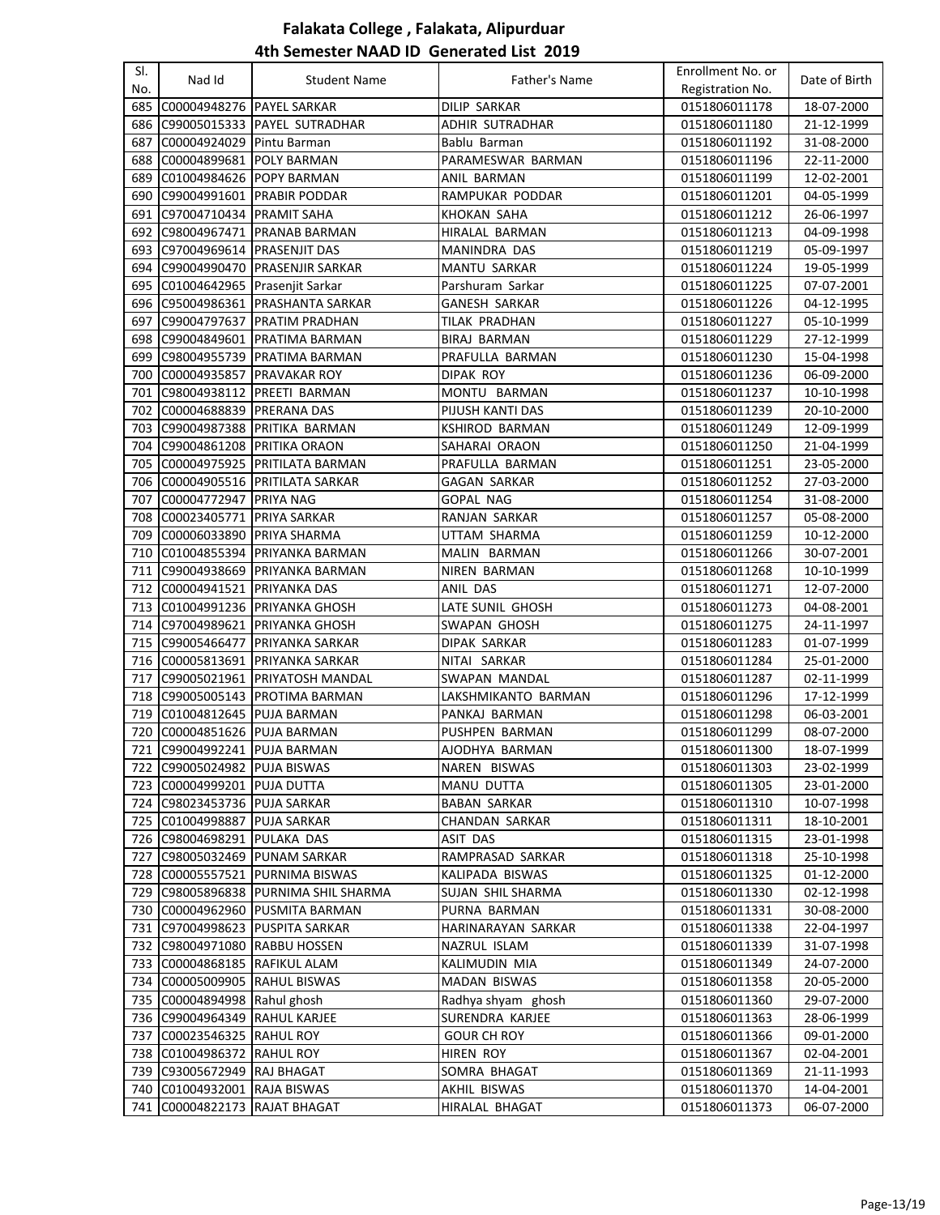# Falakata College , Falakata, Alipurduar
## 4th Semester NAAD ID Generated List 2019

| Sl. No. | Nad Id | Student Name | Father's Name | Enrollment No. or Registration No. | Date of Birth |
|---|---|---|---|---|---|
| 685 | C00004948276 | PAYEL SARKAR | DILIP SARKAR | 0151806011178 | 18-07-2000 |
| 686 | C99005015333 | PAYEL SUTRADHAR | ADHIR SUTRADHAR | 0151806011180 | 21-12-1999 |
| 687 | C00004924029 | Pintu Barman | Bablu Barman | 0151806011192 | 31-08-2000 |
| 688 | C00004899681 | POLY BARMAN | PARAMESWAR BARMAN | 0151806011196 | 22-11-2000 |
| 689 | C01004984626 | POPY BARMAN | ANIL BARMAN | 0151806011199 | 12-02-2001 |
| 690 | C99004991601 | PRABIR PODDAR | RAMPUKAR PODDAR | 0151806011201 | 04-05-1999 |
| 691 | C97004710434 | PRAMIT SAHA | KHOKAN SAHA | 0151806011212 | 26-06-1997 |
| 692 | C98004967471 | PRANAB BARMAN | HIRALAL BARMAN | 0151806011213 | 04-09-1998 |
| 693 | C97004969614 | PRASENJIT DAS | MANINDRA DAS | 0151806011219 | 05-09-1997 |
| 694 | C99004990470 | PRASENJIR SARKAR | MANTU SARKAR | 0151806011224 | 19-05-1999 |
| 695 | C01004642965 | Prasenjit Sarkar | Parshuram Sarkar | 0151806011225 | 07-07-2001 |
| 696 | C95004986361 | PRASHANTA SARKAR | GANESH SARKAR | 0151806011226 | 04-12-1995 |
| 697 | C99004797637 | PRATIM PRADHAN | TILAK PRADHAN | 0151806011227 | 05-10-1999 |
| 698 | C99004849601 | PRATIMA BARMAN | BIRAJ BARMAN | 0151806011229 | 27-12-1999 |
| 699 | C98004955739 | PRATIMA BARMAN | PRAFULLA BARMAN | 0151806011230 | 15-04-1998 |
| 700 | C00004935857 | PRAVAKAR ROY | DIPAK ROY | 0151806011236 | 06-09-2000 |
| 701 | C98004938112 | PREETI BARMAN | MONTU BARMAN | 0151806011237 | 10-10-1998 |
| 702 | C00004688839 | PRERANA DAS | PIJUSH KANTI DAS | 0151806011239 | 20-10-2000 |
| 703 | C99004987388 | PRITIKA BARMAN | KSHIROD BARMAN | 0151806011249 | 12-09-1999 |
| 704 | C99004861208 | PRITIKA ORAON | SAHARAI ORAON | 0151806011250 | 21-04-1999 |
| 705 | C00004975925 | PRITILATA BARMAN | PRAFULLA BARMAN | 0151806011251 | 23-05-2000 |
| 706 | C00004905516 | PRITILATA SARKAR | GAGAN SARKAR | 0151806011252 | 27-03-2000 |
| 707 | C00004772947 | PRIYA NAG | GOPAL NAG | 0151806011254 | 31-08-2000 |
| 708 | C00023405771 | PRIYA SARKAR | RANJAN SARKAR | 0151806011257 | 05-08-2000 |
| 709 | C00006033890 | PRIYA SHARMA | UTTAM SHARMA | 0151806011259 | 10-12-2000 |
| 710 | C01004855394 | PRIYANKA BARMAN | MALIN BARMAN | 0151806011266 | 30-07-2001 |
| 711 | C99004938669 | PRIYANKA BARMAN | NIREN BARMAN | 0151806011268 | 10-10-1999 |
| 712 | C00004941521 | PRIYANKA DAS | ANIL DAS | 0151806011271 | 12-07-2000 |
| 713 | C01004991236 | PRIYANKA GHOSH | LATE SUNIL GHOSH | 0151806011273 | 04-08-2001 |
| 714 | C97004989621 | PRIYANKA GHOSH | SWAPAN GHOSH | 0151806011275 | 24-11-1997 |
| 715 | C99005466477 | PRIYANKA SARKAR | DIPAK SARKAR | 0151806011283 | 01-07-1999 |
| 716 | C00005813691 | PRIYANKA SARKAR | NITAI SARKAR | 0151806011284 | 25-01-2000 |
| 717 | C99005021961 | PRIYATOSH MANDAL | SWAPAN MANDAL | 0151806011287 | 02-11-1999 |
| 718 | C99005005143 | PROTIMA BARMAN | LAKSHMIKANTO BARMAN | 0151806011296 | 17-12-1999 |
| 719 | C01004812645 | PUJA BARMAN | PANKAJ BARMAN | 0151806011298 | 06-03-2001 |
| 720 | C00004851626 | PUJA BARMAN | PUSHPEN BARMAN | 0151806011299 | 08-07-2000 |
| 721 | C99004992241 | PUJA BARMAN | AJODHYA BARMAN | 0151806011300 | 18-07-1999 |
| 722 | C99005024982 | PUJA BISWAS | NAREN BISWAS | 0151806011303 | 23-02-1999 |
| 723 | C00004999201 | PUJA DUTTA | MANU DUTTA | 0151806011305 | 23-01-2000 |
| 724 | C98023453736 | PUJA SARKAR | BABAN SARKAR | 0151806011310 | 10-07-1998 |
| 725 | C01004998887 | PUJA SARKAR | CHANDAN SARKAR | 0151806011311 | 18-10-2001 |
| 726 | C98004698291 | PULAKA DAS | ASIT DAS | 0151806011315 | 23-01-1998 |
| 727 | C98005032469 | PUNAM SARKAR | RAMPRASAD SARKAR | 0151806011318 | 25-10-1998 |
| 728 | C00005557521 | PURNIMA BISWAS | KALIPADA BISWAS | 0151806011325 | 01-12-2000 |
| 729 | C98005896838 | PURNIMA SHIL SHARMA | SUJAN SHIL SHARMA | 0151806011330 | 02-12-1998 |
| 730 | C00004962960 | PUSMITA BARMAN | PURNA BARMAN | 0151806011331 | 30-08-2000 |
| 731 | C97004998623 | PUSPITA SARKAR | HARINARAYAN SARKAR | 0151806011338 | 22-04-1997 |
| 732 | C98004971080 | RABBU HOSSEN | NAZRUL ISLAM | 0151806011339 | 31-07-1998 |
| 733 | C00004868185 | RAFIKUL ALAM | KALIMUDIN MIA | 0151806011349 | 24-07-2000 |
| 734 | C00005009905 | RAHUL BISWAS | MADAN BISWAS | 0151806011358 | 20-05-2000 |
| 735 | C00004894998 | Rahul ghosh | Radhya shyam ghosh | 0151806011360 | 29-07-2000 |
| 736 | C99004964349 | RAHUL KARJEE | SURENDRA KARJEE | 0151806011363 | 28-06-1999 |
| 737 | C00023546325 | RAHUL ROY | GOUR CH ROY | 0151806011366 | 09-01-2000 |
| 738 | C01004986372 | RAHUL ROY | HIREN ROY | 0151806011367 | 02-04-2001 |
| 739 | C93005672949 | RAJ BHAGAT | SOMRA BHAGAT | 0151806011369 | 21-11-1993 |
| 740 | C01004932001 | RAJA BISWAS | AKHIL BISWAS | 0151806011370 | 14-04-2001 |
| 741 | C00004822173 | RAJAT BHAGAT | HIRALAL BHAGAT | 0151806011373 | 06-07-2000 |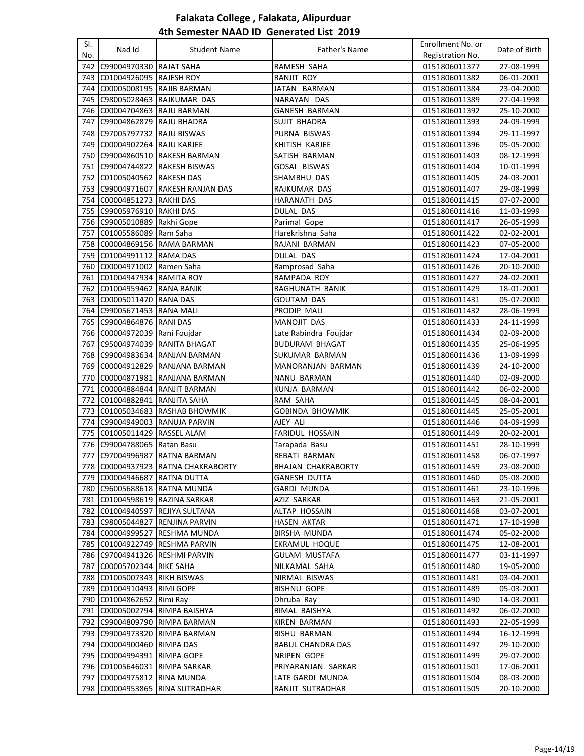# Falakata College , Falakata, Alipurduar
## 4th Semester NAAD ID Generated List 2019

| Sl. No. | Nad Id | Student Name | Father's Name | Enrollment No. or Registration No. | Date of Birth |
|---|---|---|---|---|---|
| 742 | C99004970330 | RAJAT SAHA | RAMESH SAHA | 0151806011377 | 27-08-1999 |
| 743 | C01004926095 | RAJESH ROY | RANJIT ROY | 0151806011382 | 06-01-2001 |
| 744 | C00005008195 | RAJIB BARMAN | JATAN BARMAN | 0151806011384 | 23-04-2000 |
| 745 | C98005028463 | RAJKUMAR DAS | NARAYAN DAS | 0151806011389 | 27-04-1998 |
| 746 | C00004704863 | RAJU BARMAN | GANESH BARMAN | 0151806011392 | 25-10-2000 |
| 747 | C99004862879 | RAJU BHADRA | SUJIT BHADRA | 0151806011393 | 24-09-1999 |
| 748 | C97005797732 | RAJU BISWAS | PURNA BISWAS | 0151806011394 | 29-11-1997 |
| 749 | C00004902264 | RAJU KARJEE | KHITISH KARJEE | 0151806011396 | 05-05-2000 |
| 750 | C99004860510 | RAKESH BARMAN | SATISH BARMAN | 0151806011403 | 08-12-1999 |
| 751 | C99004744822 | RAKESH BISWAS | GOSAI BISWAS | 0151806011404 | 10-01-1999 |
| 752 | C01005040562 | RAKESH DAS | SHAMBHU DAS | 0151806011405 | 24-03-2001 |
| 753 | C99004971607 | RAKESH RANJAN DAS | RAJKUMAR DAS | 0151806011407 | 29-08-1999 |
| 754 | C00004851273 | RAKHI DAS | HARANATH DAS | 0151806011415 | 07-07-2000 |
| 755 | C99005976910 | RAKHI DAS | DULAL DAS | 0151806011416 | 11-03-1999 |
| 756 | C99005010889 | Rakhi Gope | Parimal Gope | 0151806011417 | 26-05-1999 |
| 757 | C01005586089 | Ram Saha | Harekrishna Saha | 0151806011422 | 02-02-2001 |
| 758 | C00004869156 | RAMA BARMAN | RAJANI BARMAN | 0151806011423 | 07-05-2000 |
| 759 | C01004991112 | RAMA DAS | DULAL DAS | 0151806011424 | 17-04-2001 |
| 760 | C00004971002 | Ramen Saha | Ramprosad Saha | 0151806011426 | 20-10-2000 |
| 761 | C01004947934 | RAMITA ROY | RAMPADA ROY | 0151806011427 | 24-02-2001 |
| 762 | C01004959462 | RANA BANIK | RAGHUNATH BANIK | 0151806011429 | 18-01-2001 |
| 763 | C00005011470 | RANA DAS | GOUTAM DAS | 0151806011431 | 05-07-2000 |
| 764 | C99005671453 | RANA MALI | PRODIP MALI | 0151806011432 | 28-06-1999 |
| 765 | C99004864876 | RANI DAS | MANOJIT DAS | 0151806011433 | 24-11-1999 |
| 766 | C00004972039 | Rani Foujdar | Late Rabindra Foujdar | 0151806011434 | 02-09-2000 |
| 767 | C95004974039 | RANITA BHAGAT | BUDURAM BHAGAT | 0151806011435 | 25-06-1995 |
| 768 | C99004983634 | RANJAN BARMAN | SUKUMAR BARMAN | 0151806011436 | 13-09-1999 |
| 769 | C00004912829 | RANJANA BARMAN | MANORANJAN BARMAN | 0151806011439 | 24-10-2000 |
| 770 | C00004871981 | RANJANA BARMAN | NANU BARMAN | 0151806011440 | 02-09-2000 |
| 771 | C00004884844 | RANJIT BARMAN | KUNJA BARMAN | 0151806011442 | 06-02-2000 |
| 772 | C01004882841 | RANJITA SAHA | RAM SAHA | 0151806011445 | 08-04-2001 |
| 773 | C01005034683 | RASHAB BHOWMIK | GOBINDA BHOWMIK | 0151806011445 | 25-05-2001 |
| 774 | C99004949003 | RANUJA PARVIN | AJEY ALI | 0151806011446 | 04-09-1999 |
| 775 | C01005011429 | RASSEL ALAM | FARIDUL HOSSAIN | 0151806011449 | 20-02-2001 |
| 776 | C99004788065 | Ratan Basu | Tarapada Basu | 0151806011451 | 28-10-1999 |
| 777 | C97004996987 | RATNA BARMAN | REBATI BARMAN | 0151806011458 | 06-07-1997 |
| 778 | C00004937923 | RATNA CHAKRABORTY | BHAJAN CHAKRABORTY | 0151806011459 | 23-08-2000 |
| 779 | C00004946687 | RATNA DUTTA | GANESH DUTTA | 0151806011460 | 05-08-2000 |
| 780 | C96005688618 | RATNA MUNDA | GARDI MUNDA | 0151806011461 | 23-10-1996 |
| 781 | C01004598619 | RAZINA SARKAR | AZIZ SARKAR | 0151806011463 | 21-05-2001 |
| 782 | C01004940597 | REJIYA SULTANA | ALTAP HOSSAIN | 0151806011468 | 03-07-2001 |
| 783 | C98005044827 | RENJINA PARVIN | HASEN AKTAR | 0151806011471 | 17-10-1998 |
| 784 | C00004999527 | RESHMA MUNDA | BIRSHA MUNDA | 0151806011474 | 05-02-2000 |
| 785 | C01004922749 | RESHMA PARVIN | EKRAMUL HOQUE | 0151806011475 | 12-08-2001 |
| 786 | C97004941326 | RESHMI PARVIN | GULAM MUSTAFA | 0151806011477 | 03-11-1997 |
| 787 | C00005702344 | RIKE SAHA | NILKAMAL SAHA | 0151806011480 | 19-05-2000 |
| 788 | C01005007343 | RIKH BISWAS | NIRMAL BISWAS | 0151806011481 | 03-04-2001 |
| 789 | C01004910493 | RIMI GOPE | BISHNU GOPE | 0151806011489 | 05-03-2001 |
| 790 | C01004862652 | Rimi Ray | Dhruba Ray | 0151806011490 | 14-03-2001 |
| 791 | C00005002794 | RIMPA BAISHYA | BIMAL BAISHYA | 0151806011492 | 06-02-2000 |
| 792 | C99004809790 | RIMPA BARMAN | KIREN BARMAN | 0151806011493 | 22-05-1999 |
| 793 | C99004973320 | RIMPA BARMAN | BISHU BARMAN | 0151806011494 | 16-12-1999 |
| 794 | C00004900460 | RIMPA DAS | BABUL CHANDRA DAS | 0151806011497 | 29-10-2000 |
| 795 | C00004994391 | RIMPA GOPE | NRIPEN GOPE | 0151806011499 | 29-07-2000 |
| 796 | C01005646031 | RIMPA SARKAR | PRIYARANJAN SARKAR | 0151806011501 | 17-06-2001 |
| 797 | C00004975812 | RINA MUNDA | LATE GARDI MUNDA | 0151806011504 | 08-03-2000 |
| 798 | C00004953865 | RINA SUTRADHAR | RANJIT SUTRADHAR | 0151806011505 | 20-10-2000 |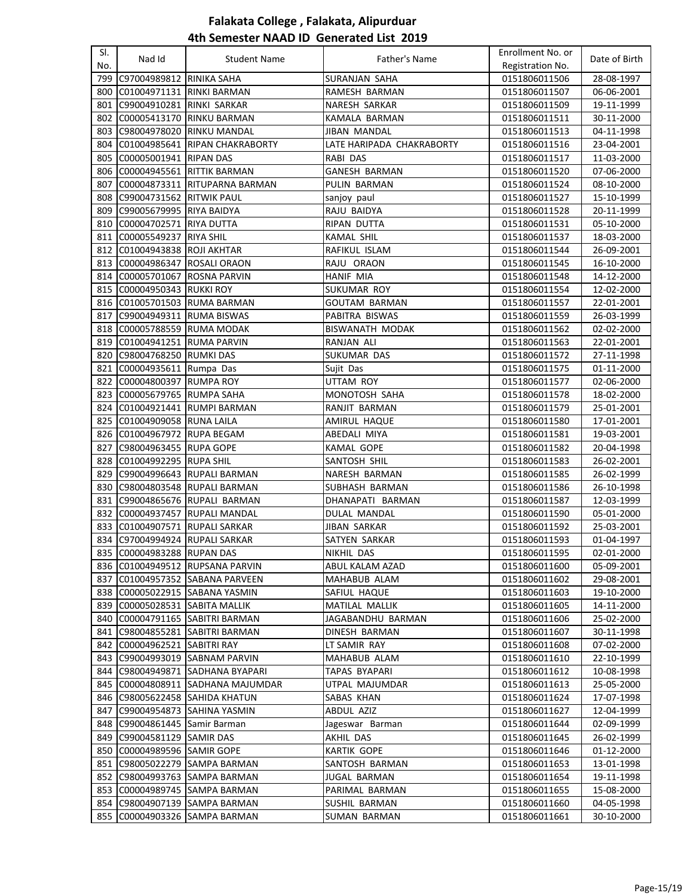# Falakata College , Falakata, Alipurduar
## 4th Semester NAAD ID Generated List 2019

| Sl. No. | Nad Id | Student Name | Father's Name | Enrollment No. or Registration No. | Date of Birth |
|---|---|---|---|---|---|
| 799 | C97004989812 | RINIKA SAHA | SURANJAN SAHA | 0151806011506 | 28-08-1997 |
| 800 | C01004971131 | RINKI BARMAN | RAMESH BARMAN | 0151806011507 | 06-06-2001 |
| 801 | C99004910281 | RINKI SARKAR | NARESH SARKAR | 0151806011509 | 19-11-1999 |
| 802 | C00005413170 | RINKU BARMAN | KAMALA BARMAN | 0151806011511 | 30-11-2000 |
| 803 | C98004978020 | RINKU MANDAL | JIBAN MANDAL | 0151806011513 | 04-11-1998 |
| 804 | C01004985641 | RIPAN CHAKRABORTY | LATE HARIPADA CHAKRABORTY | 0151806011516 | 23-04-2001 |
| 805 | C00005001941 | RIPAN DAS | RABI DAS | 0151806011517 | 11-03-2000 |
| 806 | C00004945561 | RITTIK BARMAN | GANESH BARMAN | 0151806011520 | 07-06-2000 |
| 807 | C00004873311 | RITUPARNA BARMAN | PULIN BARMAN | 0151806011524 | 08-10-2000 |
| 808 | C99004731562 | RITWIK PAUL | sanjoy paul | 0151806011527 | 15-10-1999 |
| 809 | C99005679995 | RIYA BAIDYA | RAJU BAIDYA | 0151806011528 | 20-11-1999 |
| 810 | C00004702571 | RIYA DUTTA | RIPAN DUTTA | 0151806011531 | 05-10-2000 |
| 811 | C00005549237 | RIYA SHIL | KAMAL SHIL | 0151806011537 | 18-03-2000 |
| 812 | C01004943838 | ROJI AKHTAR | RAFIKUL ISLAM | 0151806011544 | 26-09-2001 |
| 813 | C00004986347 | ROSALI ORAON | RAJU ORAON | 0151806011545 | 16-10-2000 |
| 814 | C00005701067 | ROSNA PARVIN | HANIF MIA | 0151806011548 | 14-12-2000 |
| 815 | C00004950343 | RUKKI ROY | SUKUMAR ROY | 0151806011554 | 12-02-2000 |
| 816 | C01005701503 | RUMA BARMAN | GOUTAM BARMAN | 0151806011557 | 22-01-2001 |
| 817 | C99004949311 | RUMA BISWAS | PABITRA BISWAS | 0151806011559 | 26-03-1999 |
| 818 | C00005788559 | RUMA MODAK | BISWANATH MODAK | 0151806011562 | 02-02-2000 |
| 819 | C01004941251 | RUMA PARVIN | RANJAN ALI | 0151806011563 | 22-01-2001 |
| 820 | C98004768250 | RUMKI DAS | SUKUMAR DAS | 0151806011572 | 27-11-1998 |
| 821 | C00004935611 | Rumpa Das | Sujit Das | 0151806011575 | 01-11-2000 |
| 822 | C00004800397 | RUMPA ROY | UTTAM ROY | 0151806011577 | 02-06-2000 |
| 823 | C00005679765 | RUMPA SAHA | MONOTOSH SAHA | 0151806011578 | 18-02-2000 |
| 824 | C01004921441 | RUMPI BARMAN | RANJIT BARMAN | 0151806011579 | 25-01-2001 |
| 825 | C01004909058 | RUNA LAILA | AMIRUL HAQUE | 0151806011580 | 17-01-2001 |
| 826 | C01004967972 | RUPA BEGAM | ABEDALI MIYA | 0151806011581 | 19-03-2001 |
| 827 | C98004963455 | RUPA GOPE | KAMAL GOPE | 0151806011582 | 20-04-1998 |
| 828 | C01004992295 | RUPA SHIL | SANTOSH SHIL | 0151806011583 | 26-02-2001 |
| 829 | C99004996643 | RUPALI BARMAN | NARESH BARMAN | 0151806011585 | 26-02-1999 |
| 830 | C98004803548 | RUPALI BARMAN | SUBHASH BARMAN | 0151806011586 | 26-10-1998 |
| 831 | C99004865676 | RUPALI BARMAN | DHANAPATI BARMAN | 0151806011587 | 12-03-1999 |
| 832 | C00004937457 | RUPALI MANDAL | DULAL MANDAL | 0151806011590 | 05-01-2000 |
| 833 | C01004907571 | RUPALI SARKAR | JIBAN SARKAR | 0151806011592 | 25-03-2001 |
| 834 | C97004994924 | RUPALI SARKAR | SATYEN SARKAR | 0151806011593 | 01-04-1997 |
| 835 | C00004983288 | RUPAN DAS | NIKHIL DAS | 0151806011595 | 02-01-2000 |
| 836 | C01004949512 | RUPSANA PARVIN | ABUL KALAM AZAD | 0151806011600 | 05-09-2001 |
| 837 | C01004957352 | SABANA PARVEEN | MAHABUB ALAM | 0151806011602 | 29-08-2001 |
| 838 | C00005022915 | SABANA YASMIN | SAFIUL HAQUE | 0151806011603 | 19-10-2000 |
| 839 | C00005028531 | SABITA MALLIK | MATILAL MALLIK | 0151806011605 | 14-11-2000 |
| 840 | C00004791165 | SABITRI BARMAN | JAGABANDHU BARMAN | 0151806011606 | 25-02-2000 |
| 841 | C98004855281 | SABITRI BARMAN | DINESH BARMAN | 0151806011607 | 30-11-1998 |
| 842 | C00004962521 | SABITRI RAY | LT SAMIR RAY | 0151806011608 | 07-02-2000 |
| 843 | C99004993019 | SABNAM PARVIN | MAHABUB ALAM | 0151806011610 | 22-10-1999 |
| 844 | C98004949871 | SADHANA BYAPARI | TAPAS BYAPARI | 0151806011612 | 10-08-1998 |
| 845 | C00004808911 | SADHANA MAJUMDAR | UTPAL MAJUMDAR | 0151806011613 | 25-05-2000 |
| 846 | C98005622458 | SAHIDA KHATUN | SABAS KHAN | 0151806011624 | 17-07-1998 |
| 847 | C99004954873 | SAHINA YASMIN | ABDUL AZIZ | 0151806011627 | 12-04-1999 |
| 848 | C99004861445 | Samir Barman | Jageswar Barman | 0151806011644 | 02-09-1999 |
| 849 | C99004581129 | SAMIR DAS | AKHIL DAS | 0151806011645 | 26-02-1999 |
| 850 | C00004989596 | SAMIR GOPE | KARTIK GOPE | 0151806011646 | 01-12-2000 |
| 851 | C98005022279 | SAMPA BARMAN | SANTOSH BARMAN | 0151806011653 | 13-01-1998 |
| 852 | C98004993763 | SAMPA BARMAN | JUGAL BARMAN | 0151806011654 | 19-11-1998 |
| 853 | C00004989745 | SAMPA BARMAN | PARIMAL BARMAN | 0151806011655 | 15-08-2000 |
| 854 | C98004907139 | SAMPA BARMAN | SUSHIL BARMAN | 0151806011660 | 04-05-1998 |
| 855 | C00004903326 | SAMPA BARMAN | SUMAN BARMAN | 0151806011661 | 30-10-2000 |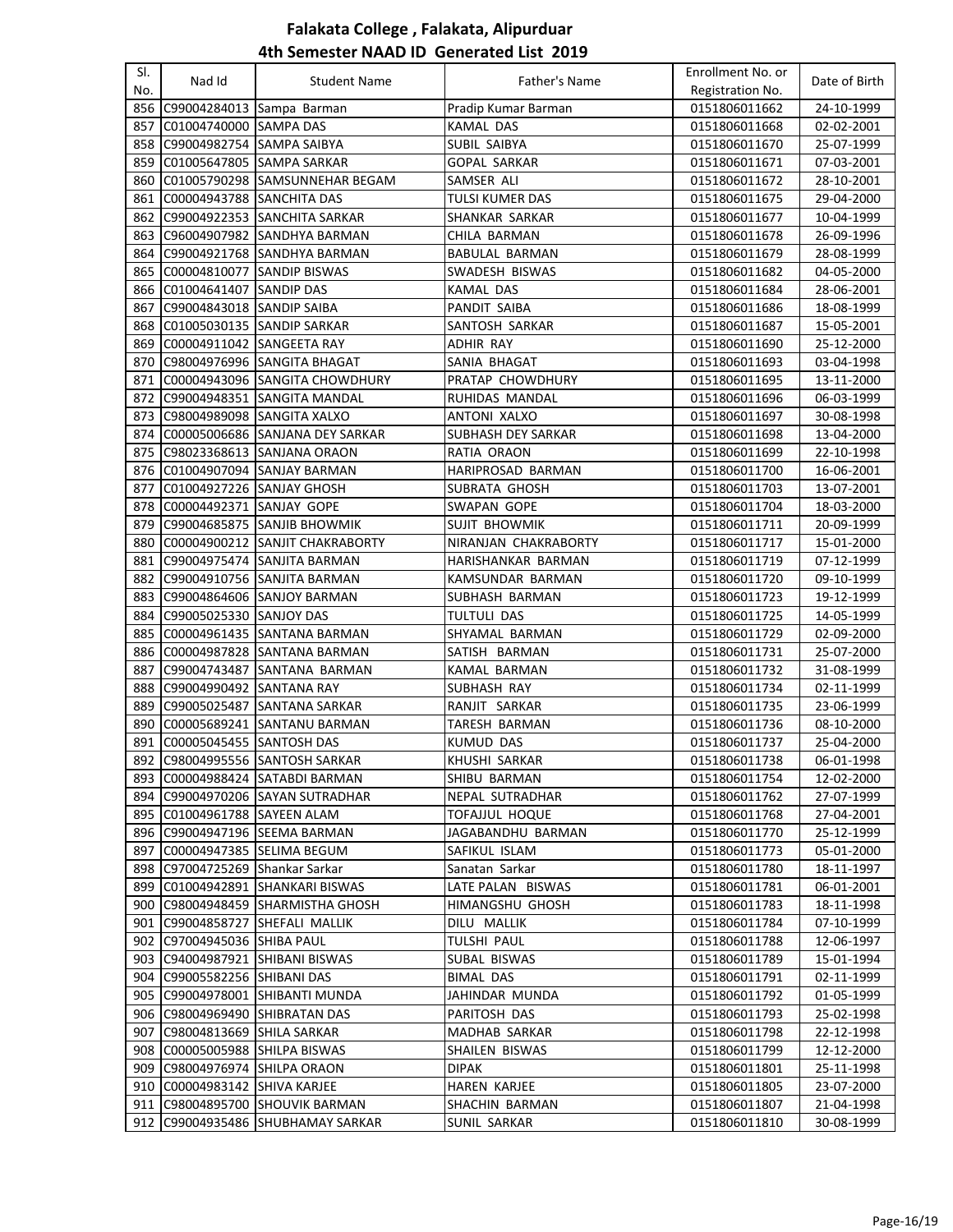# Falakata College , Falakata, Alipurduar

## 4th Semester NAAD ID Generated List 2019

| Sl. No. | Nad Id | Student Name | Father's Name | Enrollment No. or Registration No. | Date of Birth |
|---|---|---|---|---|---|
| 856 | C99004284013 | Sampa Barman | Pradip Kumar Barman | 0151806011662 | 24-10-1999 |
| 857 | C01004740000 | SAMPA DAS | KAMAL DAS | 0151806011668 | 02-02-2001 |
| 858 | C99004982754 | SAMPA SAIBYA | SUBIL SAIBYA | 0151806011670 | 25-07-1999 |
| 859 | C01005647805 | SAMPA SARKAR | GOPAL SARKAR | 0151806011671 | 07-03-2001 |
| 860 | C01005790298 | SAMSUNNEHAR BEGAM | SAMSER ALI | 0151806011672 | 28-10-2001 |
| 861 | C00004943788 | SANCHITA DAS | TULSI KUMER DAS | 0151806011675 | 29-04-2000 |
| 862 | C99004922353 | SANCHITA SARKAR | SHANKAR SARKAR | 0151806011677 | 10-04-1999 |
| 863 | C96004907982 | SANDHYA BARMAN | CHILA BARMAN | 0151806011678 | 26-09-1996 |
| 864 | C99004921768 | SANDHYA BARMAN | BABULAL BARMAN | 0151806011679 | 28-08-1999 |
| 865 | C00004810077 | SANDIP BISWAS | SWADESH BISWAS | 0151806011682 | 04-05-2000 |
| 866 | C01004641407 | SANDIP DAS | KAMAL DAS | 0151806011684 | 28-06-2001 |
| 867 | C99004843018 | SANDIP SAIBA | PANDIT SAIBA | 0151806011686 | 18-08-1999 |
| 868 | C01005030135 | SANDIP SARKAR | SANTOSH SARKAR | 0151806011687 | 15-05-2001 |
| 869 | C00004911042 | SANGEETA RAY | ADHIR RAY | 0151806011690 | 25-12-2000 |
| 870 | C98004976996 | SANGITA BHAGAT | SANIA BHAGAT | 0151806011693 | 03-04-1998 |
| 871 | C00004943096 | SANGITA CHOWDHURY | PRATAP CHOWDHURY | 0151806011695 | 13-11-2000 |
| 872 | C99004948351 | SANGITA MANDAL | RUHIDAS MANDAL | 0151806011696 | 06-03-1999 |
| 873 | C98004989098 | SANGITA XALXO | ANTONI XALXO | 0151806011697 | 30-08-1998 |
| 874 | C00005006686 | SANJANA DEY SARKAR | SUBHASH DEY SARKAR | 0151806011698 | 13-04-2000 |
| 875 | C98023368613 | SANJANA ORAON | RATIA ORAON | 0151806011699 | 22-10-1998 |
| 876 | C01004907094 | SANJAY BARMAN | HARIPROSAD BARMAN | 0151806011700 | 16-06-2001 |
| 877 | C01004927226 | SANJAY GHOSH | SUBRATA GHOSH | 0151806011703 | 13-07-2001 |
| 878 | C00004492371 | SANJAY GOPE | SWAPAN GOPE | 0151806011704 | 18-03-2000 |
| 879 | C99004685875 | SANJIB BHOWMIK | SUJIT BHOWMIK | 0151806011711 | 20-09-1999 |
| 880 | C00004900212 | SANJIT CHAKRABORTY | NIRANJAN CHAKRABORTY | 0151806011717 | 15-01-2000 |
| 881 | C99004975474 | SANJITA BARMAN | HARISHANKAR BARMAN | 0151806011719 | 07-12-1999 |
| 882 | C99004910756 | SANJITA BARMAN | KAMSUNDAR BARMAN | 0151806011720 | 09-10-1999 |
| 883 | C99004864606 | SANJOY BARMAN | SUBHASH BARMAN | 0151806011723 | 19-12-1999 |
| 884 | C99005025330 | SANJOY DAS | TULTULI DAS | 0151806011725 | 14-05-1999 |
| 885 | C00004961435 | SANTANA BARMAN | SHYAMAL BARMAN | 0151806011729 | 02-09-2000 |
| 886 | C00004987828 | SANTANA BARMAN | SATISH BARMAN | 0151806011731 | 25-07-2000 |
| 887 | C99004743487 | SANTANA BARMAN | KAMAL BARMAN | 0151806011732 | 31-08-1999 |
| 888 | C99004990492 | SANTANA RAY | SUBHASH RAY | 0151806011734 | 02-11-1999 |
| 889 | C99005025487 | SANTANA SARKAR | RANJIT SARKAR | 0151806011735 | 23-06-1999 |
| 890 | C00005689241 | SANTANU BARMAN | TARESH BARMAN | 0151806011736 | 08-10-2000 |
| 891 | C00005045455 | SANTOSH DAS | KUMUD DAS | 0151806011737 | 25-04-2000 |
| 892 | C98004995556 | SANTOSH SARKAR | KHUSHI SARKAR | 0151806011738 | 06-01-1998 |
| 893 | C00004988424 | SATABDI BARMAN | SHIBU BARMAN | 0151806011754 | 12-02-2000 |
| 894 | C99004970206 | SAYAN SUTRADHAR | NEPAL SUTRADHAR | 0151806011762 | 27-07-1999 |
| 895 | C01004961788 | SAYEEN ALAM | TOFAJJUL HOQUE | 0151806011768 | 27-04-2001 |
| 896 | C99004947196 | SEEMA BARMAN | JAGABANDHU BARMAN | 0151806011770 | 25-12-1999 |
| 897 | C00004947385 | SELIMA BEGUM | SAFIKUL ISLAM | 0151806011773 | 05-01-2000 |
| 898 | C97004725269 | Shankar Sarkar | Sanatan Sarkar | 0151806011780 | 18-11-1997 |
| 899 | C01004942891 | SHANKARI BISWAS | LATE PALAN BISWAS | 0151806011781 | 06-01-2001 |
| 900 | C98004948459 | SHARMISTHA GHOSH | HIMANGSHU GHOSH | 0151806011783 | 18-11-1998 |
| 901 | C99004858727 | SHEFALI MALLIK | DILU MALLIK | 0151806011784 | 07-10-1999 |
| 902 | C97004945036 | SHIBA PAUL | TULSHI PAUL | 0151806011788 | 12-06-1997 |
| 903 | C94004987921 | SHIBANI BISWAS | SUBAL BISWAS | 0151806011789 | 15-01-1994 |
| 904 | C99005582256 | SHIBANI DAS | BIMAL DAS | 0151806011791 | 02-11-1999 |
| 905 | C99004978001 | SHIBANTI MUNDA | JAHINDAR MUNDA | 0151806011792 | 01-05-1999 |
| 906 | C98004969490 | SHIBRATAN DAS | PARITOSH DAS | 0151806011793 | 25-02-1998 |
| 907 | C98004813669 | SHILA SARKAR | MADHAB SARKAR | 0151806011798 | 22-12-1998 |
| 908 | C00005005988 | SHILPA BISWAS | SHAILEN BISWAS | 0151806011799 | 12-12-2000 |
| 909 | C98004976974 | SHILPA ORAON | DIPAK | 0151806011801 | 25-11-1998 |
| 910 | C00004983142 | SHIVA KARJEE | HAREN KARJEE | 0151806011805 | 23-07-2000 |
| 911 | C98004895700 | SHOUVIK BARMAN | SHACHIN BARMAN | 0151806011807 | 21-04-1998 |
| 912 | C99004935486 | SHUBHAMAY SARKAR | SUNIL SARKAR | 0151806011810 | 30-08-1999 |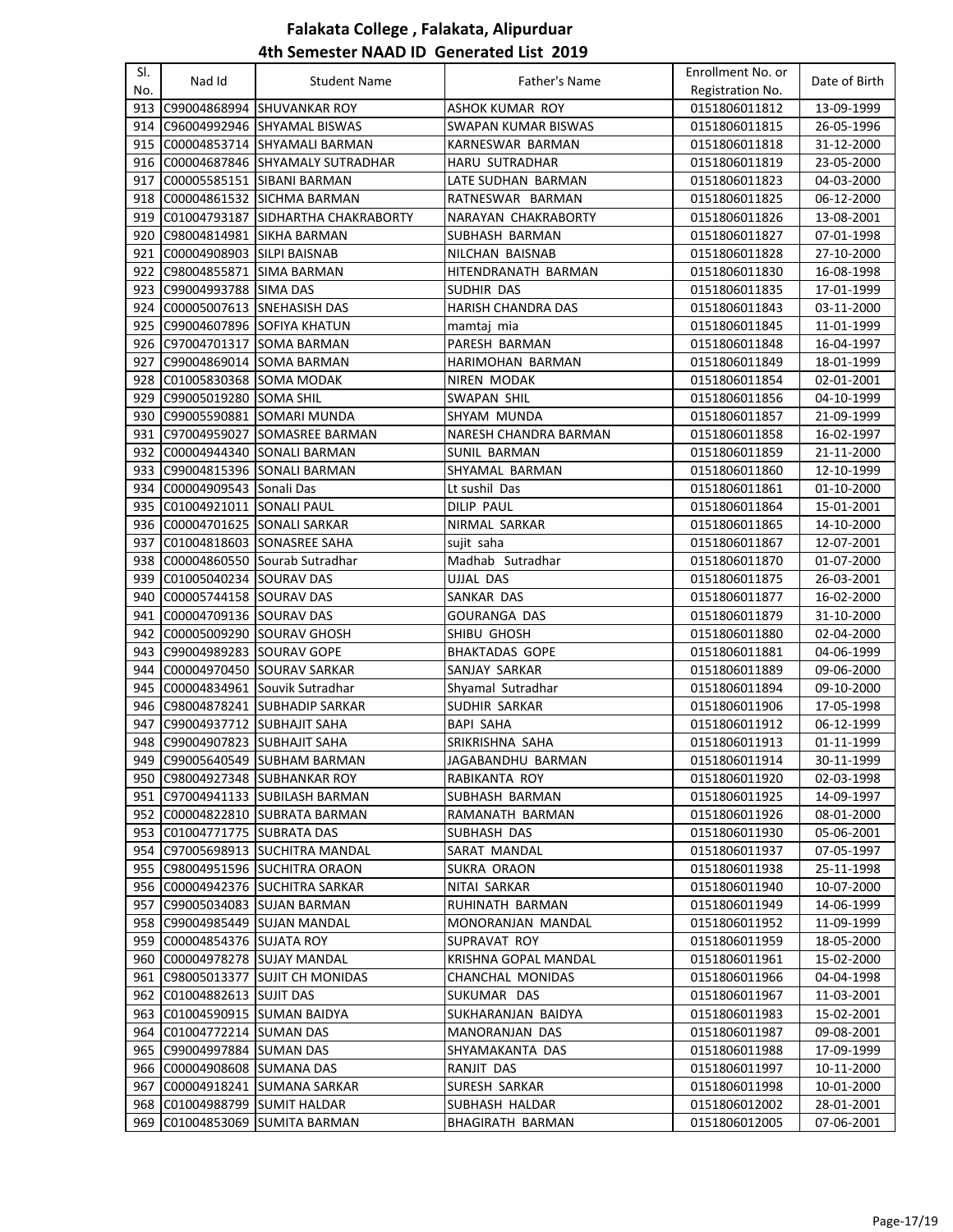# Falakata College , Falakata, Alipurduar

## 4th Semester NAAD ID Generated List 2019

| Sl. No. | Nad Id | Student Name | Father's Name | Enrollment No. or Registration No. | Date of Birth |
|---|---|---|---|---|---|
| 913 | C99004868994 | SHUVANKAR ROY | ASHOK KUMAR ROY | 0151806011812 | 13-09-1999 |
| 914 | C96004992946 | SHYAMAL BISWAS | SWAPAN KUMAR BISWAS | 0151806011815 | 26-05-1996 |
| 915 | C00004853714 | SHYAMALI BARMAN | KARNESWAR BARMAN | 0151806011818 | 31-12-2000 |
| 916 | C00004687846 | SHYAMALY SUTRADHAR | HARU SUTRADHAR | 0151806011819 | 23-05-2000 |
| 917 | C00005585151 | SIBANI BARMAN | LATE SUDHAN BARMAN | 0151806011823 | 04-03-2000 |
| 918 | C00004861532 | SICHMA BARMAN | RATNESWAR BARMAN | 0151806011825 | 06-12-2000 |
| 919 | C01004793187 | SIDHARTHA CHAKRABORTY | NARAYAN CHAKRABORTY | 0151806011826 | 13-08-2001 |
| 920 | C98004814981 | SIKHA BARMAN | SUBHASH BARMAN | 0151806011827 | 07-01-1998 |
| 921 | C00004908903 | SILPI BAISNAB | NILCHAN BAISNAB | 0151806011828 | 27-10-2000 |
| 922 | C98004855871 | SIMA BARMAN | HITENDRANATH BARMAN | 0151806011830 | 16-08-1998 |
| 923 | C99004993788 | SIMA DAS | SUDHIR DAS | 0151806011835 | 17-01-1999 |
| 924 | C00005007613 | SNEHASISH DAS | HARISH CHANDRA DAS | 0151806011843 | 03-11-2000 |
| 925 | C99004607896 | SOFIYA KHATUN | mamtaj mia | 0151806011845 | 11-01-1999 |
| 926 | C97004701317 | SOMA BARMAN | PARESH BARMAN | 0151806011848 | 16-04-1997 |
| 927 | C99004869014 | SOMA BARMAN | HARIMOHAN BARMAN | 0151806011849 | 18-01-1999 |
| 928 | C01005830368 | SOMA MODAK | NIREN MODAK | 0151806011854 | 02-01-2001 |
| 929 | C99005019280 | SOMA SHIL | SWAPAN SHIL | 0151806011856 | 04-10-1999 |
| 930 | C99005590881 | SOMARI MUNDA | SHYAM MUNDA | 0151806011857 | 21-09-1999 |
| 931 | C97004959027 | SOMASREE BARMAN | NARESH CHANDRA BARMAN | 0151806011858 | 16-02-1997 |
| 932 | C00004944340 | SONALI BARMAN | SUNIL BARMAN | 0151806011859 | 21-11-2000 |
| 933 | C99004815396 | SONALI BARMAN | SHYAMAL BARMAN | 0151806011860 | 12-10-1999 |
| 934 | C00004909543 | Sonali Das | Lt sushil Das | 0151806011861 | 01-10-2000 |
| 935 | C01004921011 | SONALI PAUL | DILIP PAUL | 0151806011864 | 15-01-2001 |
| 936 | C00004701625 | SONALI SARKAR | NIRMAL SARKAR | 0151806011865 | 14-10-2000 |
| 937 | C01004818603 | SONASREE SAHA | sujit saha | 0151806011867 | 12-07-2001 |
| 938 | C00004860550 | Sourab Sutradhar | Madhab Sutradhar | 0151806011870 | 01-07-2000 |
| 939 | C01005040234 | SOURAV DAS | UJJAL DAS | 0151806011875 | 26-03-2001 |
| 940 | C00005744158 | SOURAV DAS | SANKAR DAS | 0151806011877 | 16-02-2000 |
| 941 | C00004709136 | SOURAV DAS | GOURANGA DAS | 0151806011879 | 31-10-2000 |
| 942 | C00005009290 | SOURAV GHOSH | SHIBU GHOSH | 0151806011880 | 02-04-2000 |
| 943 | C99004989283 | SOURAV GOPE | BHAKTADAS GOPE | 0151806011881 | 04-06-1999 |
| 944 | C00004970450 | SOURAV SARKAR | SANJAY SARKAR | 0151806011889 | 09-06-2000 |
| 945 | C00004834961 | Souvik Sutradhar | Shyamal Sutradhar | 0151806011894 | 09-10-2000 |
| 946 | C98004878241 | SUBHADIP SARKAR | SUDHIR SARKAR | 0151806011906 | 17-05-1998 |
| 947 | C99004937712 | SUBHAJIT SAHA | BAPI SAHA | 0151806011912 | 06-12-1999 |
| 948 | C99004907823 | SUBHAJIT SAHA | SRIKRISHNA SAHA | 0151806011913 | 01-11-1999 |
| 949 | C99005640549 | SUBHAM BARMAN | JAGABANDHU BARMAN | 0151806011914 | 30-11-1999 |
| 950 | C98004927348 | SUBHANKAR ROY | RABIKANTA ROY | 0151806011920 | 02-03-1998 |
| 951 | C97004941133 | SUBILASH BARMAN | SUBHASH BARMAN | 0151806011925 | 14-09-1997 |
| 952 | C00004822810 | SUBRATA BARMAN | RAMANATH BARMAN | 0151806011926 | 08-01-2000 |
| 953 | C01004771775 | SUBRATA DAS | SUBHASH DAS | 0151806011930 | 05-06-2001 |
| 954 | C97005698913 | SUCHITRA MANDAL | SARAT MANDAL | 0151806011937 | 07-05-1997 |
| 955 | C98004951596 | SUCHITRA ORAON | SUKRA ORAON | 0151806011938 | 25-11-1998 |
| 956 | C00004942376 | SUCHITRA SARKAR | NITAI SARKAR | 0151806011940 | 10-07-2000 |
| 957 | C99005034083 | SUJAN BARMAN | RUHINATH BARMAN | 0151806011949 | 14-06-1999 |
| 958 | C99004985449 | SUJAN MANDAL | MONORANJAN MANDAL | 0151806011952 | 11-09-1999 |
| 959 | C00004854376 | SUJATA ROY | SUPRAVAT ROY | 0151806011959 | 18-05-2000 |
| 960 | C00004978278 | SUJAY MANDAL | KRISHNA GOPAL MANDAL | 0151806011961 | 15-02-2000 |
| 961 | C98005013377 | SUJIT CH MONIDAS | CHANCHAL MONIDAS | 0151806011966 | 04-04-1998 |
| 962 | C01004882613 | SUJIT DAS | SUKUMAR DAS | 0151806011967 | 11-03-2001 |
| 963 | C01004590915 | SUMAN BAIDYA | SUKHARANJAN BAIDYA | 0151806011983 | 15-02-2001 |
| 964 | C01004772214 | SUMAN DAS | MANORANJAN DAS | 0151806011987 | 09-08-2001 |
| 965 | C99004997884 | SUMAN DAS | SHYAMAKANTA DAS | 0151806011988 | 17-09-1999 |
| 966 | C00004908608 | SUMANA DAS | RANJIT DAS | 0151806011997 | 10-11-2000 |
| 967 | C00004918241 | SUMANA SARKAR | SURESH SARKAR | 0151806011998 | 10-01-2000 |
| 968 | C01004988799 | SUMIT HALDAR | SUBHASH HALDAR | 0151806012002 | 28-01-2001 |
| 969 | C01004853069 | SUMITA BARMAN | BHAGIRATH BARMAN | 0151806012005 | 07-06-2001 |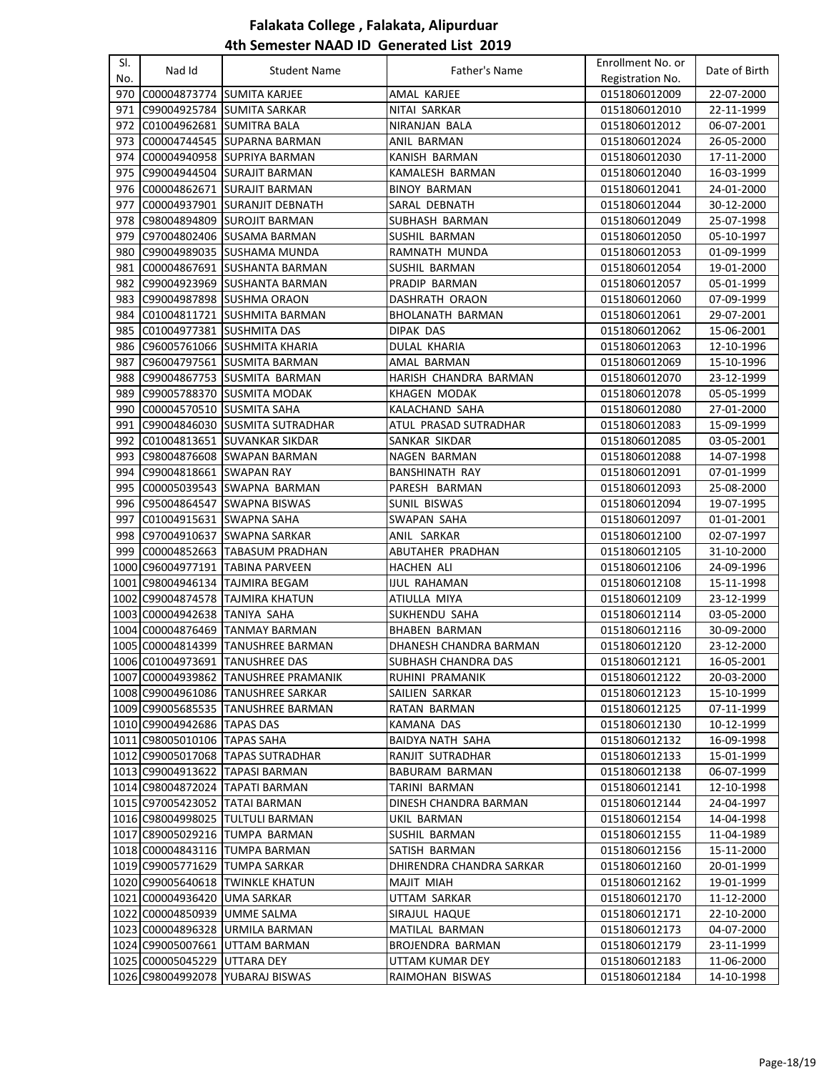# Falakata College , Falakata, Alipurduar

## 4th Semester NAAD ID Generated List 2019

| Sl. No. | Nad Id | Student Name | Father's Name | Enrollment No. or Registration No. | Date of Birth |
|---|---|---|---|---|---|
| 970 | C00004873774 | SUMITA KARJEE | AMAL KARJEE | 0151806012009 | 22-07-2000 |
| 971 | C99004925784 | SUMITA SARKAR | NITAI SARKAR | 0151806012010 | 22-11-1999 |
| 972 | C01004962681 | SUMITRA BALA | NIRANJAN BALA | 0151806012012 | 06-07-2001 |
| 973 | C00004744545 | SUPARNA BARMAN | ANIL BARMAN | 0151806012024 | 26-05-2000 |
| 974 | C00004940958 | SUPRIYA BARMAN | KANISH BARMAN | 0151806012030 | 17-11-2000 |
| 975 | C99004944504 | SURAJIT BARMAN | KAMALESH BARMAN | 0151806012040 | 16-03-1999 |
| 976 | C00004862671 | SURAJIT BARMAN | BINOY BARMAN | 0151806012041 | 24-01-2000 |
| 977 | C00004937901 | SURANJIT DEBNATH | SARAL DEBNATH | 0151806012044 | 30-12-2000 |
| 978 | C98004894809 | SUROJIT BARMAN | SUBHASH BARMAN | 0151806012049 | 25-07-1998 |
| 979 | C97004802406 | SUSAMA BARMAN | SUSHIL BARMAN | 0151806012050 | 05-10-1997 |
| 980 | C99004989035 | SUSHAMA MUNDA | RAMNATH MUNDA | 0151806012053 | 01-09-1999 |
| 981 | C00004867691 | SUSHANTA BARMAN | SUSHIL BARMAN | 0151806012054 | 19-01-2000 |
| 982 | C99004923969 | SUSHANTA BARMAN | PRADIP BARMAN | 0151806012057 | 05-01-1999 |
| 983 | C99004987898 | SUSHMA ORAON | DASHRATH ORAON | 0151806012060 | 07-09-1999 |
| 984 | C01004811721 | SUSHMITA BARMAN | BHOLANATH BARMAN | 0151806012061 | 29-07-2001 |
| 985 | C01004977381 | SUSHMITA DAS | DIPAK DAS | 0151806012062 | 15-06-2001 |
| 986 | C96005761066 | SUSHMITA KHARIA | DULAL KHARIA | 0151806012063 | 12-10-1996 |
| 987 | C96004797561 | SUSMITA BARMAN | AMAL BARMAN | 0151806012069 | 15-10-1996 |
| 988 | C99004867753 | SUSMITA BARMAN | HARISH CHANDRA BARMAN | 0151806012070 | 23-12-1999 |
| 989 | C99005788370 | SUSMITA MODAK | KHAGEN MODAK | 0151806012078 | 05-05-1999 |
| 990 | C00004570510 | SUSMITA SAHA | KALACHAND SAHA | 0151806012080 | 27-01-2000 |
| 991 | C99004846030 | SUSMITA SUTRADHAR | ATUL PRASAD SUTRADHAR | 0151806012083 | 15-09-1999 |
| 992 | C01004813651 | SUVANKAR SIKDAR | SANKAR SIKDAR | 0151806012085 | 03-05-2001 |
| 993 | C98004876608 | SWAPAN BARMAN | NAGEN BARMAN | 0151806012088 | 14-07-1998 |
| 994 | C99004818661 | SWAPAN RAY | BANSHINATH RAY | 0151806012091 | 07-01-1999 |
| 995 | C00005039543 | SWAPNA BARMAN | PARESH BARMAN | 0151806012093 | 25-08-2000 |
| 996 | C95004864547 | SWAPNA BISWAS | SUNIL BISWAS | 0151806012094 | 19-07-1995 |
| 997 | C01004915631 | SWAPNA SAHA | SWAPAN SAHA | 0151806012097 | 01-01-2001 |
| 998 | C97004910637 | SWAPNA SARKAR | ANIL SARKAR | 0151806012100 | 02-07-1997 |
| 999 | C00004852663 | TABASUM PRADHAN | ABUTAHER PRADHAN | 0151806012105 | 31-10-2000 |
| 1000 | C96004977191 | TABINA PARVEEN | HACHEN ALI | 0151806012106 | 24-09-1996 |
| 1001 | C98004946134 | TAJMIRA BEGAM | IJUL RAHAMAN | 0151806012108 | 15-11-1998 |
| 1002 | C99004874578 | TAJMIRA KHATUN | ATIULLA MIYA | 0151806012109 | 23-12-1999 |
| 1003 | C00004942638 | TANIYA SAHA | SUKHENDU SAHA | 0151806012114 | 03-05-2000 |
| 1004 | C00004876469 | TANMAY BARMAN | BHABEN BARMAN | 0151806012116 | 30-09-2000 |
| 1005 | C00004814399 | TANUSHREE BARMAN | DHANESH CHANDRA BARMAN | 0151806012120 | 23-12-2000 |
| 1006 | C01004973691 | TANUSHREE DAS | SUBHASH CHANDRA DAS | 0151806012121 | 16-05-2001 |
| 1007 | C00004939862 | TANUSHREE PRAMANIK | RUHINI PRAMANIK | 0151806012122 | 20-03-2000 |
| 1008 | C99004961086 | TANUSHREE SARKAR | SAILIEN SARKAR | 0151806012123 | 15-10-1999 |
| 1009 | C99005685535 | TANUSHREE BARMAN | RATAN BARMAN | 0151806012125 | 07-11-1999 |
| 1010 | C99004942686 | TAPAS DAS | KAMANA DAS | 0151806012130 | 10-12-1999 |
| 1011 | C98005010106 | TAPAS SAHA | BAIDYA NATH SAHA | 0151806012132 | 16-09-1998 |
| 1012 | C99005017068 | TAPAS SUTRADHAR | RANJIT SUTRADHAR | 0151806012133 | 15-01-1999 |
| 1013 | C99004913622 | TAPASI BARMAN | BABURAM BARMAN | 0151806012138 | 06-07-1999 |
| 1014 | C98004872024 | TAPATI BARMAN | TARINI BARMAN | 0151806012141 | 12-10-1998 |
| 1015 | C97005423052 | TATAI BARMAN | DINESH CHANDRA BARMAN | 0151806012144 | 24-04-1997 |
| 1016 | C98004998025 | TULTULI BARMAN | UKIL BARMAN | 0151806012154 | 14-04-1998 |
| 1017 | C89005029216 | TUMPA BARMAN | SUSHIL BARMAN | 0151806012155 | 11-04-1989 |
| 1018 | C00004843116 | TUMPA BARMAN | SATISH BARMAN | 0151806012156 | 15-11-2000 |
| 1019 | C99005771629 | TUMPA SARKAR | DHIRENDRA CHANDRA SARKAR | 0151806012160 | 20-01-1999 |
| 1020 | C99005640618 | TWINKLE KHATUN | MAJIT MIAH | 0151806012162 | 19-01-1999 |
| 1021 | C00004936420 | UMA SARKAR | UTTAM SARKAR | 0151806012170 | 11-12-2000 |
| 1022 | C00004850939 | UMME SALMA | SIRAJUL HAQUE | 0151806012171 | 22-10-2000 |
| 1023 | C00004896328 | URMILA BARMAN | MATILAL BARMAN | 0151806012173 | 04-07-2000 |
| 1024 | C99005007661 | UTTAM BARMAN | BROJENDRA BARMAN | 0151806012179 | 23-11-1999 |
| 1025 | C00005045229 | UTTARA DEY | UTTAM KUMAR DEY | 0151806012183 | 11-06-2000 |
| 1026 | C98004992078 | YUBARAJ BISWAS | RAIMOHAN BISWAS | 0151806012184 | 14-10-1998 |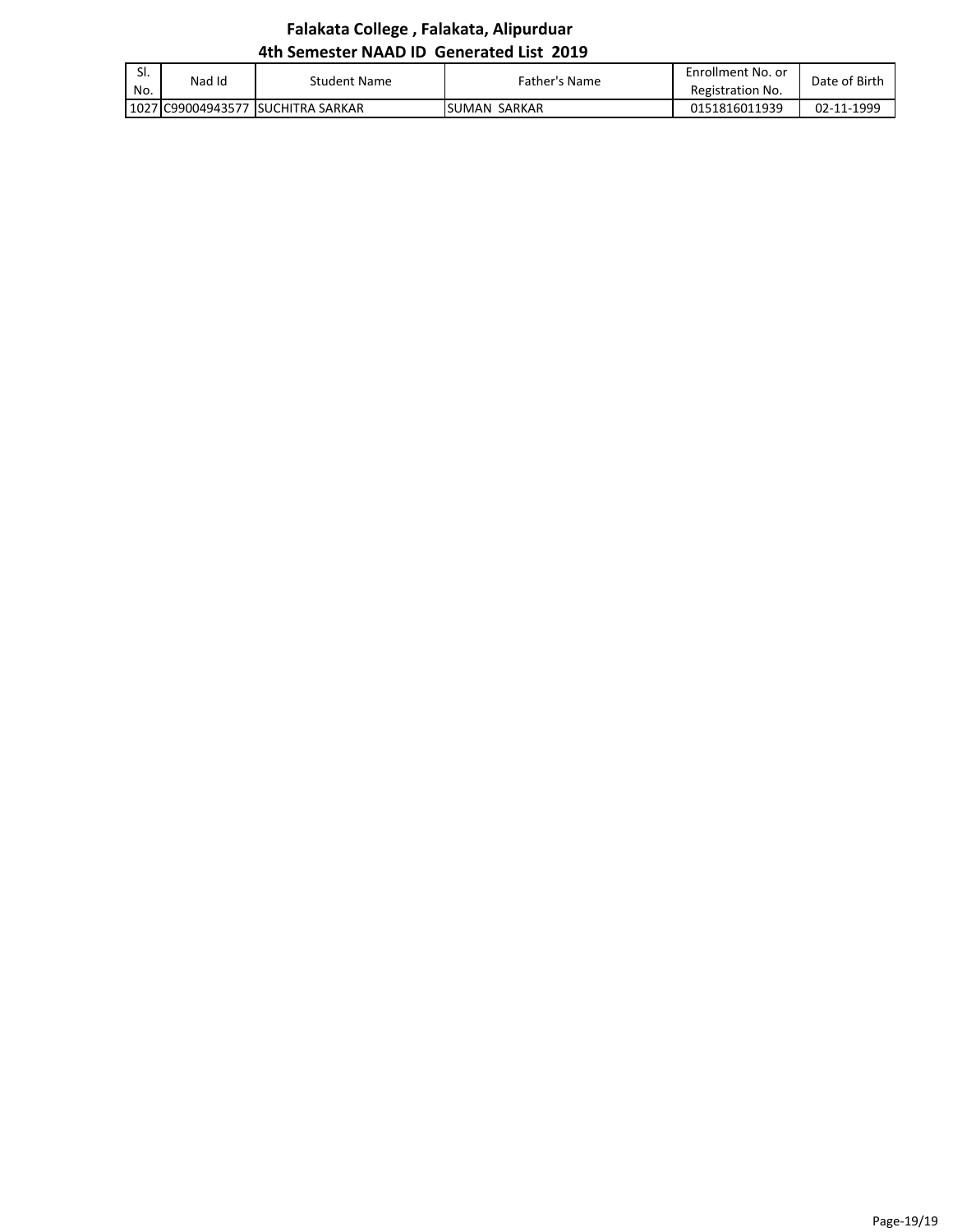# Falakata College , Falakata, Alipurduar

## 4th Semester NAAD ID Generated List 2019

| Sl. No. | Nad Id | Student Name | Father's Name | Enrollment No. or Registration No. | Date of Birth |
|---|---|---|---|---|---|
| 1027 | C99004943577 | SUCHITRA SARKAR | SUMAN SARKAR | 0151816011939 | 02-11-1999 |